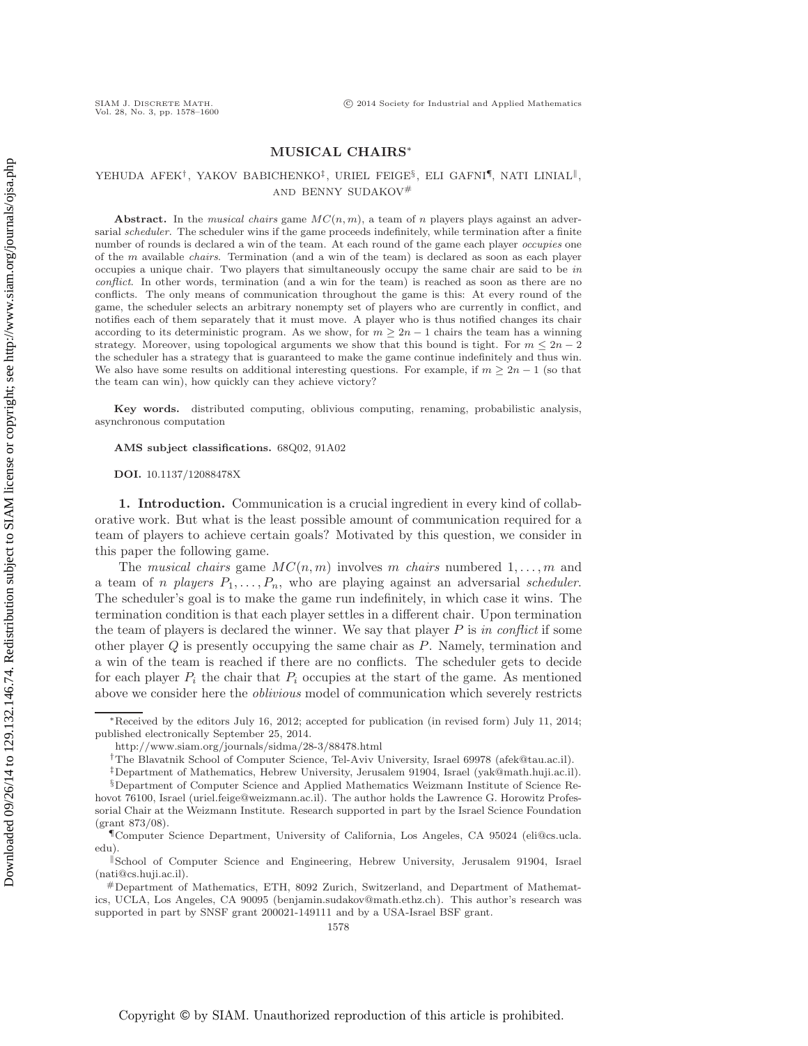# MUSICAL CHAIRS*

YEHUDA AFEK[†], YAKOV BABICHENKO[‡], URIEL FEIGE[§], ELI GAFNI[¶], NATI LINIAL[‖], AND BENNY SUDAKOV[#]

**Abstract.** In the *musical chairs* game $MC(n, m)$, a team of $n$ players plays against an adversarial *scheduler*. The scheduler wins if the game proceeds indefinitely, while termination after a finite number of rounds is declared a win of the team. At each round of the game each player *occupies* one of the $m$ available *chairs*. Termination (and a win of the team) is declared as soon as each player occupies a unique chair. Two players that simultaneously occupy the same chair are said to be *in conflict*. In other words, termination (and a win for the team) is reached as soon as there are no conflicts. The only means of communication throughout the game is this: At every round of the game, the scheduler selects an arbitrary nonempty set of players who are currently in conflict, and notifies each of them separately that it must move. A player who is thus notified changes its chair according to its deterministic program. As we show, for $m \geq 2n - 1$ chairs the team has a winning strategy. Moreover, using topological arguments we show that this bound is tight. For $m \leq 2n - 2$ the scheduler has a strategy that is guaranteed to make the game continue indefinitely and thus win. We also have some results on additional interesting questions. For example, if $m \geq 2n - 1$ (so that the team can win), how quickly can they achieve victory?

**Key words.** distributed computing, oblivious computing, renaming, probabilistic analysis, asynchronous computation

**AMS subject classifications.** 68Q02, 91A02

**DOI.** 10.1137/12088478X

**1. Introduction.** Communication is a crucial ingredient in every kind of collaborative work. But what is the least possible amount of communication required for a team of players to achieve certain goals? Motivated by this question, we consider in this paper the following game.

The *musical chairs* game $MC(n, m)$ involves $m$ *chairs* numbered $1, \ldots, m$ and a team of $n$ *players* $P_1, \ldots, P_n$, who are playing against an adversarial *scheduler*. The scheduler's goal is to make the game run indefinitely, in which case it wins. The termination condition is that each player settles in a different chair. Upon termination the team of players is declared the winner. We say that player $P$ is *in conflict* if some other player $Q$ is presently occupying the same chair as $P$. Namely, termination and a win of the team is reached if there are no conflicts. The scheduler gets to decide for each player $P_i$ the chair that $P_i$ occupies at the start of the game. As mentioned above we consider here the *oblivious* model of communication which severely restricts

---

*Received by the editors July 16, 2012; accepted for publication (in revised form) July 11, 2014; published electronically September 25, 2014.

http://www.siam.org/journals/sidma/28-3/88478.html

[†]The Blavatnik School of Computer Science, Tel-Aviv University, Israel 69978 (afek@tau.ac.il).

[‡]Department of Mathematics, Hebrew University, Jerusalem 91904, Israel (yak@math.huji.ac.il).

[§]Department of Computer Science and Applied Mathematics Weizmann Institute of Science Rehovot 76100, Israel (uriel.feige@weizmann.ac.il). The author holds the Lawrence G. Horowitz Professorial Chair at the Weizmann Institute. Research supported in part by the Israel Science Foundation (grant 873/08).

[¶]Computer Science Department, University of California, Los Angeles, CA 95024 (eli@cs.ucla.edu).

[‖]School of Computer Science and Engineering, Hebrew University, Jerusalem 91904, Israel (nati@cs.huji.ac.il).

[#]Department of Mathematics, ETH, 8092 Zurich, Switzerland, and Department of Mathematics, UCLA, Los Angeles, CA 90095 (benjamin.sudakov@math.ethz.ch). This author's research was supported in part by SNSF grant 200021-149111 and by a USA-Israel BSF grant.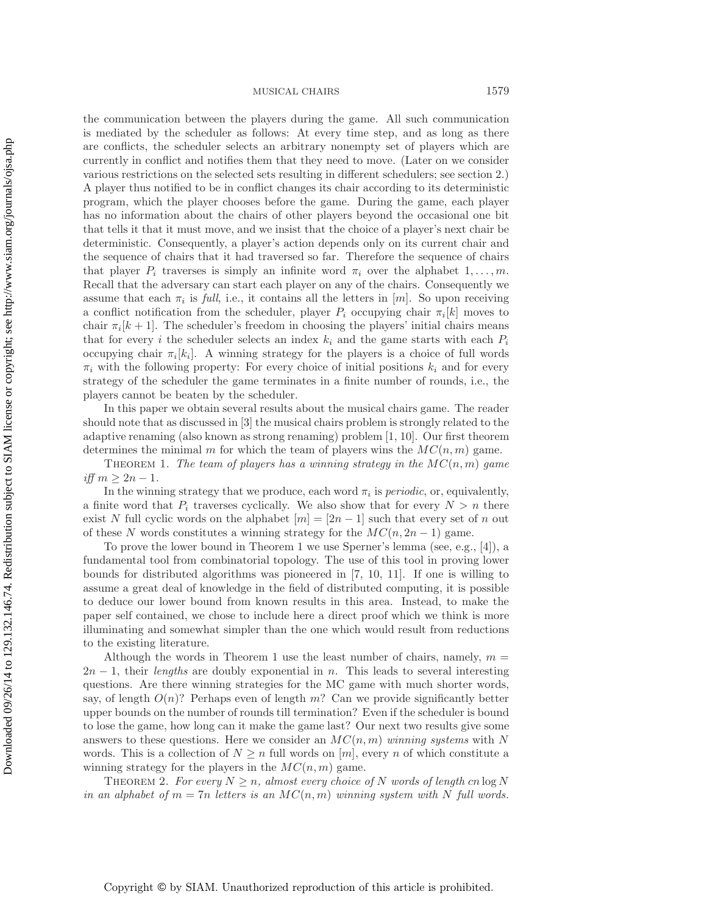the communication between the players during the game. All such communication is mediated by the scheduler as follows: At every time step, and as long as there are conflicts, the scheduler selects an arbitrary nonempty set of players which are currently in conflict and notifies them that they need to move. (Later on we consider various restrictions on the selected sets resulting in different schedulers; see section 2.) A player thus notified to be in conflict changes its chair according to its deterministic program, which the player chooses before the game. During the game, each player has no information about the chairs of other players beyond the occasional one bit that tells it that it must move, and we insist that the choice of a player's next chair be deterministic. Consequently, a player's action depends only on its current chair and the sequence of chairs that it had traversed so far. Therefore the sequence of chairs that player $P_i$ traverses is simply an infinite word $\pi_i$ over the alphabet $1, \ldots, m$. Recall that the adversary can start each player on any of the chairs. Consequently we assume that each $\pi_i$ is *full*, i.e., it contains all the letters in $[m]$. So upon receiving a conflict notification from the scheduler, player $P_i$ occupying chair $\pi_i[k]$ moves to chair $\pi_i[k+1]$. The scheduler's freedom in choosing the players' initial chairs means that for every $i$ the scheduler selects an index $k_i$ and the game starts with each $P_i$ occupying chair $\pi_i[k_i]$. A winning strategy for the players is a choice of full words $\pi_i$ with the following property: For every choice of initial positions $k_i$ and for every strategy of the scheduler the game terminates in a finite number of rounds, i.e., the players cannot be beaten by the scheduler.

In this paper we obtain several results about the musical chairs game. The reader should note that as discussed in [3] the musical chairs problem is strongly related to the adaptive renaming (also known as strong renaming) problem [1, 10]. Our first theorem determines the minimal $m$ for which the team of players wins the $MC(n, m)$ game.

Theorem 1. *The team of players has a winning strategy in the $MC(n, m)$ game iff $m \geq 2n - 1$.*

In the winning strategy that we produce, each word $\pi_i$ is *periodic*, or, equivalently, a finite word that $P_i$ traverses cyclically. We also show that for every $N > n$ there exist $N$ full cyclic words on the alphabet $[m] = [2n - 1]$ such that every set of $n$ out of these $N$ words constitutes a winning strategy for the $MC(n, 2n - 1)$ game.

To prove the lower bound in Theorem 1 we use Sperner's lemma (see, e.g., [4]), a fundamental tool from combinatorial topology. The use of this tool in proving lower bounds for distributed algorithms was pioneered in [7, 10, 11]. If one is willing to assume a great deal of knowledge in the field of distributed computing, it is possible to deduce our lower bound from known results in this area. Instead, to make the paper self contained, we chose to include here a direct proof which we think is more illuminating and somewhat simpler than the one which would result from reductions to the existing literature.

Although the words in Theorem 1 use the least number of chairs, namely, $m = 2n - 1$, their *lengths* are doubly exponential in $n$. This leads to several interesting questions. Are there winning strategies for the MC game with much shorter words, say, of length $O(n)$? Perhaps even of length $m$? Can we provide significantly better upper bounds on the number of rounds till termination? Even if the scheduler is bound to lose the game, how long can it make the game last? Our next two results give some answers to these questions. Here we consider an $MC(n, m)$ *winning systems* with $N$ words. This is a collection of $N \geq n$ full words on $[m]$, every $n$ of which constitute a winning strategy for the players in the $MC(n, m)$ game.

Theorem 2. *For every $N \geq n$, almost every choice of $N$ words of length $cn \log N$ in an alphabet of $m = 7n$ letters is an $MC(n, m)$ winning system with $N$ full words.*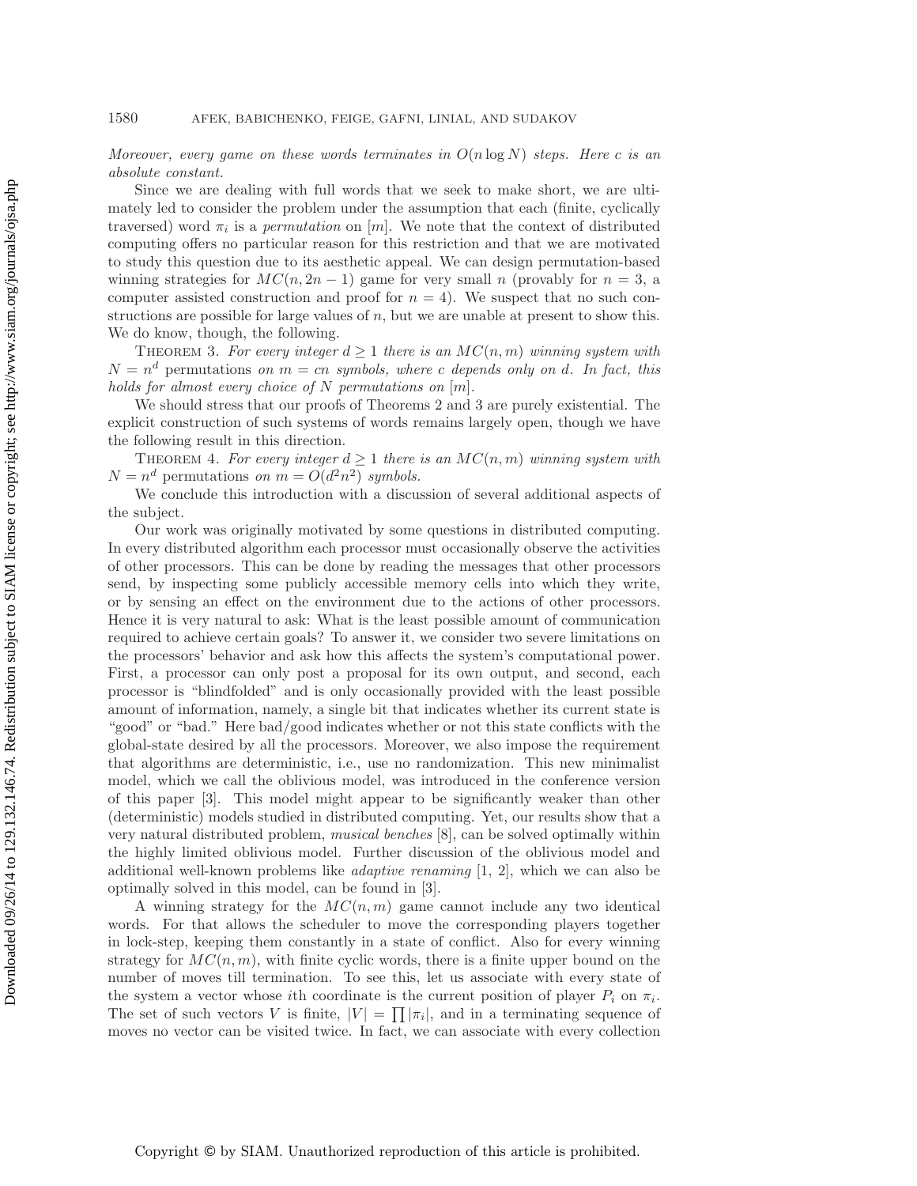*Moreover, every game on these words terminates in $O(n \log N)$ steps. Here $c$ is an absolute constant.*

Since we are dealing with full words that we seek to make short, we are ultimately led to consider the problem under the assumption that each (finite, cyclically traversed) word $\pi_i$ is a *permutation* on $[m]$. We note that the context of distributed computing offers no particular reason for this restriction and that we are motivated to study this question due to its aesthetic appeal. We can design permutation-based winning strategies for $MC(n, 2n-1)$ game for very small $n$ (provably for $n = 3$, a computer assisted construction and proof for $n = 4$). We suspect that no such constructions are possible for large values of $n$, but we are unable at present to show this. We do know, though, the following.

THEOREM 3. *For every integer $d \geq 1$ there is an $MC(n, m)$ winning system with $N = n^d$* permutations *on $m = cn$ symbols, where $c$ depends only on $d$. In fact, this holds for almost every choice of $N$ permutations on $[m]$.*

We should stress that our proofs of Theorems 2 and 3 are purely existential. The explicit construction of such systems of words remains largely open, though we have the following result in this direction.

THEOREM 4. *For every integer $d \geq 1$ there is an $MC(n, m)$ winning system with $N = n^d$* permutations *on $m = O(d^2 n^2)$ symbols.*

We conclude this introduction with a discussion of several additional aspects of the subject.

Our work was originally motivated by some questions in distributed computing. In every distributed algorithm each processor must occasionally observe the activities of other processors. This can be done by reading the messages that other processors send, by inspecting some publicly accessible memory cells into which they write, or by sensing an effect on the environment due to the actions of other processors. Hence it is very natural to ask: What is the least possible amount of communication required to achieve certain goals? To answer it, we consider two severe limitations on the processors' behavior and ask how this affects the system's computational power. First, a processor can only post a proposal for its own output, and second, each processor is "blindfolded" and is only occasionally provided with the least possible amount of information, namely, a single bit that indicates whether its current state is "good" or "bad." Here bad/good indicates whether or not this state conflicts with the global-state desired by all the processors. Moreover, we also impose the requirement that algorithms are deterministic, i.e., use no randomization. This new minimalist model, which we call the oblivious model, was introduced in the conference version of this paper [3]. This model might appear to be significantly weaker than other (deterministic) models studied in distributed computing. Yet, our results show that a very natural distributed problem, *musical benches* [8], can be solved optimally within the highly limited oblivious model. Further discussion of the oblivious model and additional well-known problems like *adaptive renaming* [1, 2], which we can also be optimally solved in this model, can be found in [3].

A winning strategy for the $MC(n, m)$ game cannot include any two identical words. For that allows the scheduler to move the corresponding players together in lock-step, keeping them constantly in a state of conflict. Also for every winning strategy for $MC(n, m)$, with finite cyclic words, there is a finite upper bound on the number of moves till termination. To see this, let us associate with every state of the system a vector whose $i$th coordinate is the current position of player $P_i$ on $\pi_i$. The set of such vectors $V$ is finite, $|V| = \prod |\pi_i|$, and in a terminating sequence of moves no vector can be visited twice. In fact, we can associate with every collection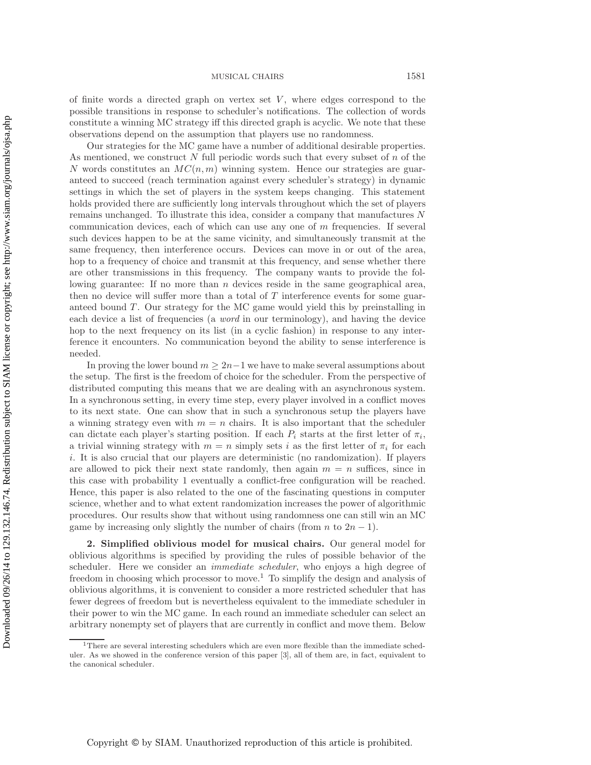of finite words a directed graph on vertex set $V$, where edges correspond to the possible transitions in response to scheduler's notifications. The collection of words constitute a winning MC strategy iff this directed graph is acyclic. We note that these observations depend on the assumption that players use no randomness.

Our strategies for the MC game have a number of additional desirable properties. As mentioned, we construct $N$ full periodic words such that every subset of $n$ of the $N$ words constitutes an $MC(n, m)$ winning system. Hence our strategies are guaranteed to succeed (reach termination against every scheduler's strategy) in dynamic settings in which the set of players in the system keeps changing. This statement holds provided there are sufficiently long intervals throughout which the set of players remains unchanged. To illustrate this idea, consider a company that manufactures $N$ communication devices, each of which can use any one of $m$ frequencies. If several such devices happen to be at the same vicinity, and simultaneously transmit at the same frequency, then interference occurs. Devices can move in or out of the area, hop to a frequency of choice and transmit at this frequency, and sense whether there are other transmissions in this frequency. The company wants to provide the following guarantee: If no more than $n$ devices reside in the same geographical area, then no device will suffer more than a total of $T$ interference events for some guaranteed bound $T$. Our strategy for the MC game would yield this by preinstalling in each device a list of frequencies (a *word* in our terminology), and having the device hop to the next frequency on its list (in a cyclic fashion) in response to any interference it encounters. No communication beyond the ability to sense interference is needed.

In proving the lower bound $m \geq 2n-1$ we have to make several assumptions about the setup. The first is the freedom of choice for the scheduler. From the perspective of distributed computing this means that we are dealing with an asynchronous system. In a synchronous setting, in every time step, every player involved in a conflict moves to its next state. One can show that in such a synchronous setup the players have a winning strategy even with $m = n$ chairs. It is also important that the scheduler can dictate each player's starting position. If each $P_i$ starts at the first letter of $\pi_i$, a trivial winning strategy with $m = n$ simply sets $i$ as the first letter of $\pi_i$ for each $i$. It is also crucial that our players are deterministic (no randomization). If players are allowed to pick their next state randomly, then again $m = n$ suffices, since in this case with probability 1 eventually a conflict-free configuration will be reached. Hence, this paper is also related to the one of the fascinating questions in computer science, whether and to what extent randomization increases the power of algorithmic procedures. Our results show that without using randomness one can still win an MC game by increasing only slightly the number of chairs (from $n$ to $2n - 1$).

## 2. Simplified oblivious model for musical chairs.

Our general model for oblivious algorithms is specified by providing the rules of possible behavior of the scheduler. Here we consider an *immediate scheduler*, who enjoys a high degree of freedom in choosing which processor to move.[1] To simplify the design and analysis of oblivious algorithms, it is convenient to consider a more restricted scheduler that has fewer degrees of freedom but is nevertheless equivalent to the immediate scheduler in their power to win the MC game. In each round an immediate scheduler can select an arbitrary nonempty set of players that are currently in conflict and move them. Below

[1] There are several interesting schedulers which are even more flexible than the immediate scheduler. As we showed in the conference version of this paper [3], all of them are, in fact, equivalent to the canonical scheduler.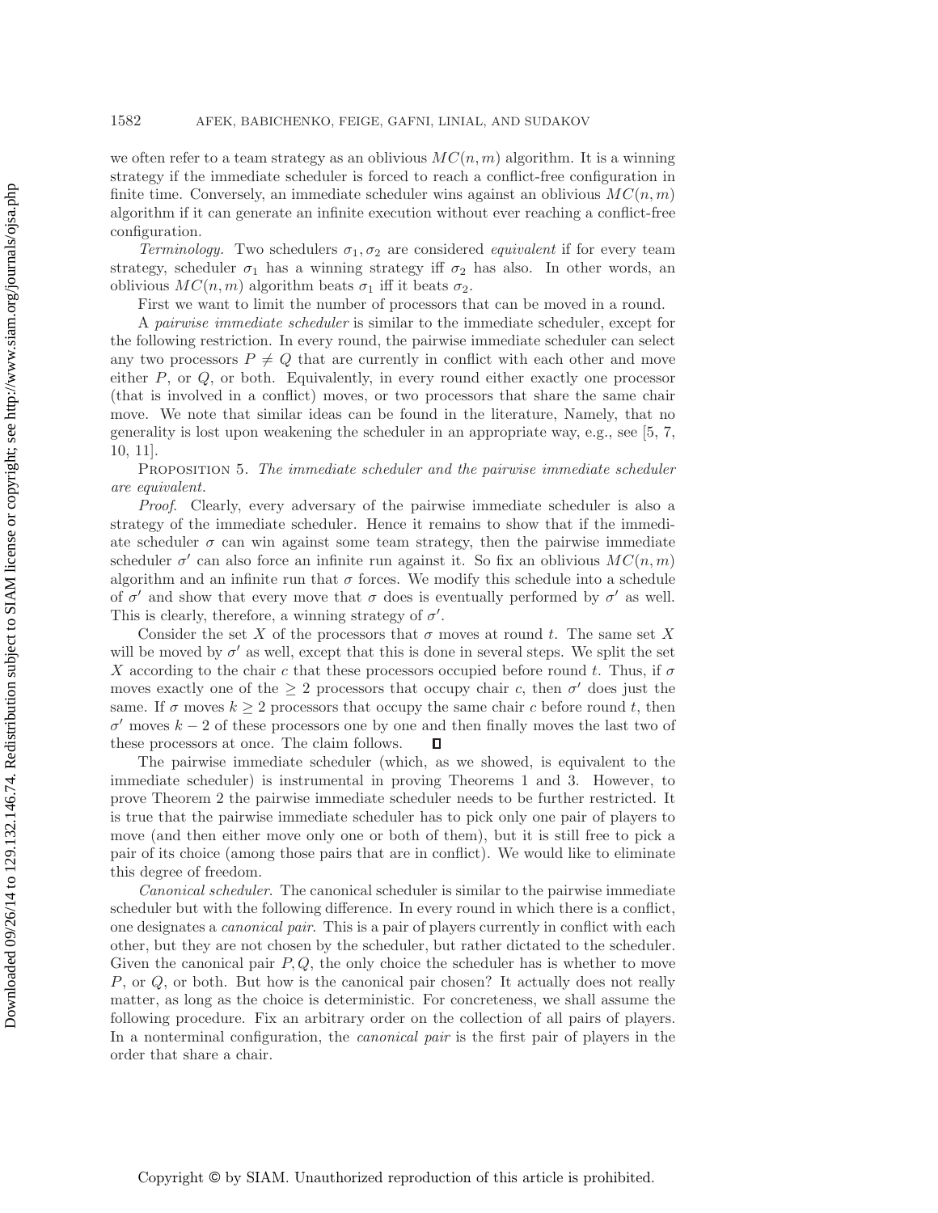we often refer to a team strategy as an oblivious $MC(n, m)$ algorithm. It is a winning strategy if the immediate scheduler is forced to reach a conflict-free configuration in finite time. Conversely, an immediate scheduler wins against an oblivious $MC(n, m)$ algorithm if it can generate an infinite execution without ever reaching a conflict-free configuration.

*Terminology.* Two schedulers $\sigma_1, \sigma_2$ are considered *equivalent* if for every team strategy, scheduler $\sigma_1$ has a winning strategy iff $\sigma_2$ has also. In other words, an oblivious $MC(n, m)$ algorithm beats $\sigma_1$ iff it beats $\sigma_2$.

First we want to limit the number of processors that can be moved in a round.

A *pairwise immediate scheduler* is similar to the immediate scheduler, except for the following restriction. In every round, the pairwise immediate scheduler can select any two processors $P \neq Q$ that are currently in conflict with each other and move either $P$, or $Q$, or both. Equivalently, in every round either exactly one processor (that is involved in a conflict) moves, or two processors that share the same chair move. We note that similar ideas can be found in the literature, Namely, that no generality is lost upon weakening the scheduler in an appropriate way, e.g., see [5, 7, 10, 11].

PROPOSITION 5. *The immediate scheduler and the pairwise immediate scheduler are equivalent.*

*Proof.* Clearly, every adversary of the pairwise immediate scheduler is also a strategy of the immediate scheduler. Hence it remains to show that if the immediate scheduler $\sigma$ can win against some team strategy, then the pairwise immediate scheduler $\sigma'$ can also force an infinite run against it. So fix an oblivious $MC(n, m)$ algorithm and an infinite run that $\sigma$ forces. We modify this schedule into a schedule of $\sigma'$ and show that every move that $\sigma$ does is eventually performed by $\sigma'$ as well. This is clearly, therefore, a winning strategy of $\sigma'$.

Consider the set $X$ of the processors that $\sigma$ moves at round $t$. The same set $X$ will be moved by $\sigma'$ as well, except that this is done in several steps. We split the set $X$ according to the chair $c$ that these processors occupied before round $t$. Thus, if $\sigma$ moves exactly one of the $\geq 2$ processors that occupy chair $c$, then $\sigma'$ does just the same. If $\sigma$ moves $k \geq 2$ processors that occupy the same chair $c$ before round $t$, then $\sigma'$ moves $k - 2$ of these processors one by one and then finally moves the last two of these processors at once. The claim follows. ∎

The pairwise immediate scheduler (which, as we showed, is equivalent to the immediate scheduler) is instrumental in proving Theorems 1 and 3. However, to prove Theorem 2 the pairwise immediate scheduler needs to be further restricted. It is true that the pairwise immediate scheduler has to pick only one pair of players to move (and then either move only one or both of them), but it is still free to pick a pair of its choice (among those pairs that are in conflict). We would like to eliminate this degree of freedom.

*Canonical scheduler.* The canonical scheduler is similar to the pairwise immediate scheduler but with the following difference. In every round in which there is a conflict, one designates a *canonical pair*. This is a pair of players currently in conflict with each other, but they are not chosen by the scheduler, but rather dictated to the scheduler. Given the canonical pair $P, Q$, the only choice the scheduler has is whether to move $P$, or $Q$, or both. But how is the canonical pair chosen? It actually does not really matter, as long as the choice is deterministic. For concreteness, we shall assume the following procedure. Fix an arbitrary order on the collection of all pairs of players. In a nonterminal configuration, the *canonical pair* is the first pair of players in the order that share a chair.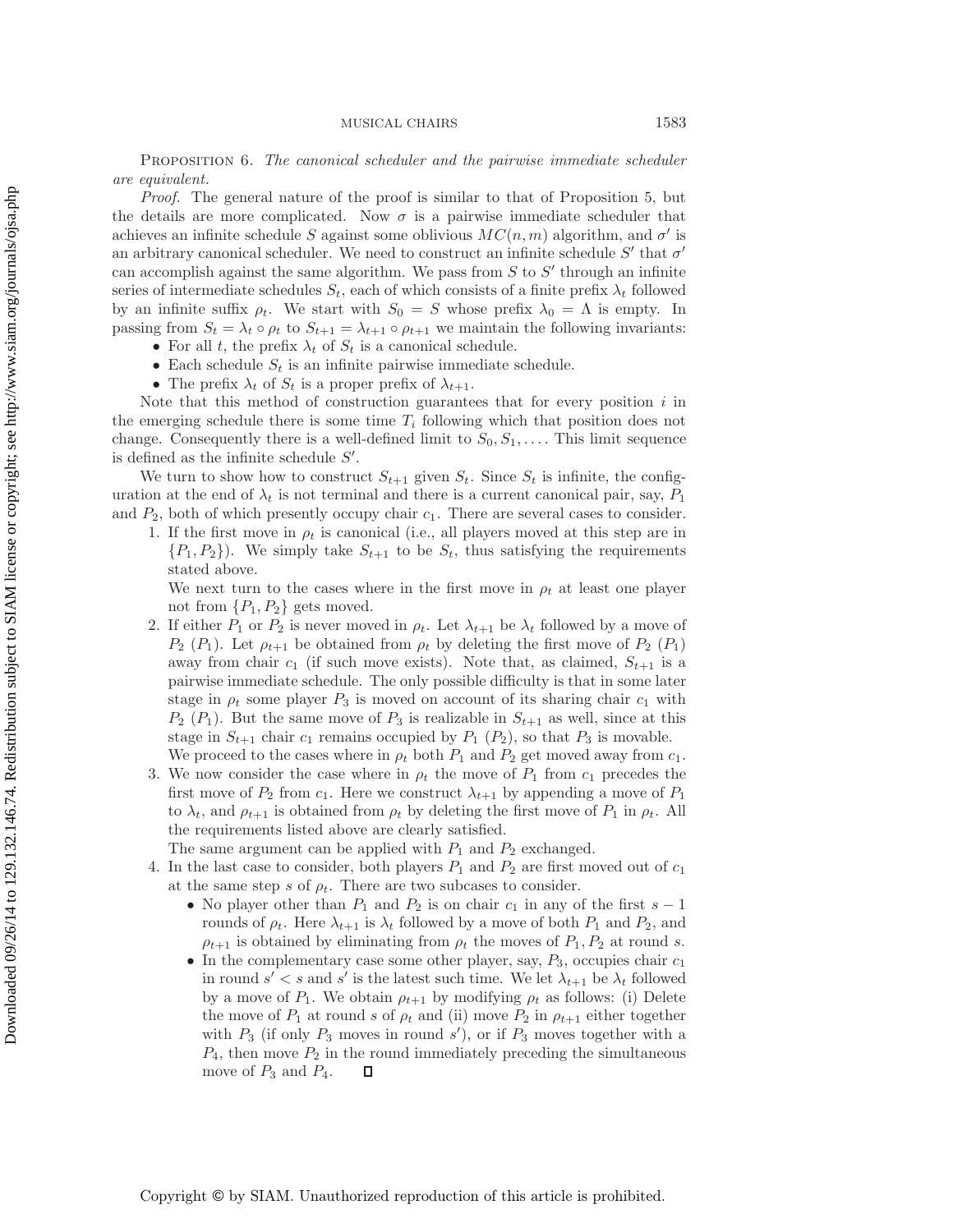**Proposition 6.** *The canonical scheduler and the pairwise immediate scheduler are equivalent.*

*Proof.* The general nature of the proof is similar to that of Proposition 5, but the details are more complicated. Now $\sigma$ is a pairwise immediate scheduler that achieves an infinite schedule $S$ against some oblivious $MC(n, m)$ algorithm, and $\sigma'$ is an arbitrary canonical scheduler. We need to construct an infinite schedule $S'$ that $\sigma'$ can accomplish against the same algorithm. We pass from $S$ to $S'$ through an infinite series of intermediate schedules $S_t$, each of which consists of a finite prefix $\lambda_t$ followed by an infinite suffix $\rho_t$. We start with $S_0 = S$ whose prefix $\lambda_0 = \Lambda$ is empty. In passing from $S_t = \lambda_t \circ \rho_t$ to $S_{t+1} = \lambda_{t+1} \circ \rho_{t+1}$ we maintain the following invariants:

- For all $t$, the prefix $\lambda_t$ of $S_t$ is a canonical schedule.
- Each schedule $S_t$ is an infinite pairwise immediate schedule.
- The prefix $\lambda_t$ of $S_t$ is a proper prefix of $\lambda_{t+1}$.

Note that this method of construction guarantees that for every position $i$ in the emerging schedule there is some time $T_i$ following which that position does not change. Consequently there is a well-defined limit to $S_0, S_1, \ldots$. This limit sequence is defined as the infinite schedule $S'$.

We turn to show how to construct $S_{t+1}$ given $S_t$. Since $S_t$ is infinite, the configuration at the end of $\lambda_t$ is not terminal and there is a current canonical pair, say, $P_1$ and $P_2$, both of which presently occupy chair $c_1$. There are several cases to consider.

1. If the first move in $\rho_t$ is canonical (i.e., all players moved at this step are in $\{P_1, P_2\}$). We simply take $S_{t+1}$ to be $S_t$, thus satisfying the requirements stated above.
   
   We next turn to the cases where in the first move in $\rho_t$ at least one player not from $\{P_1, P_2\}$ gets moved.
2. If either $P_1$ or $P_2$ is never moved in $\rho_t$. Let $\lambda_{t+1}$ be $\lambda_t$ followed by a move of $P_2$ ($P_1$). Let $\rho_{t+1}$ be obtained from $\rho_t$ by deleting the first move of $P_2$ ($P_1$) away from chair $c_1$ (if such move exists). Note that, as claimed, $S_{t+1}$ is a pairwise immediate schedule. The only possible difficulty is that in some later stage in $\rho_t$ some player $P_3$ is moved on account of its sharing chair $c_1$ with $P_2$ ($P_1$). But the same move of $P_3$ is realizable in $S_{t+1}$ as well, since at this stage in $S_{t+1}$ chair $c_1$ remains occupied by $P_1$ ($P_2$), so that $P_3$ is movable.
   
   We proceed to the cases where in $\rho_t$ both $P_1$ and $P_2$ get moved away from $c_1$.
3. We now consider the case where in $\rho_t$ the move of $P_1$ from $c_1$ precedes the first move of $P_2$ from $c_1$. Here we construct $\lambda_{t+1}$ by appending a move of $P_1$ to $\lambda_t$, and $\rho_{t+1}$ is obtained from $\rho_t$ by deleting the first move of $P_1$ in $\rho_t$. All the requirements listed above are clearly satisfied.
   
   The same argument can be applied with $P_1$ and $P_2$ exchanged.
4. In the last case to consider, both players $P_1$ and $P_2$ are first moved out of $c_1$ at the same step $s$ of $\rho_t$. There are two subcases to consider.
   - No player other than $P_1$ and $P_2$ is on chair $c_1$ in any of the first $s-1$ rounds of $\rho_t$. Here $\lambda_{t+1}$ is $\lambda_t$ followed by a move of both $P_1$ and $P_2$, and $\rho_{t+1}$ is obtained by eliminating from $\rho_t$ the moves of $P_1, P_2$ at round $s$.
   - In the complementary case some other player, say, $P_3$, occupies chair $c_1$ in round $s' < s$ and $s'$ is the latest such time. We let $\lambda_{t+1}$ be $\lambda_t$ followed by a move of $P_1$. We obtain $\rho_{t+1}$ by modifying $\rho_t$ as follows: (i) Delete the move of $P_1$ at round $s$ of $\rho_t$ and (ii) move $P_2$ in $\rho_{t+1}$ either together with $P_3$ (if only $P_3$ moves in round $s'$), or if $P_3$ moves together with a $P_4$, then move $P_2$ in the round immediately preceding the simultaneous move of $P_3$ and $P_4$. ◻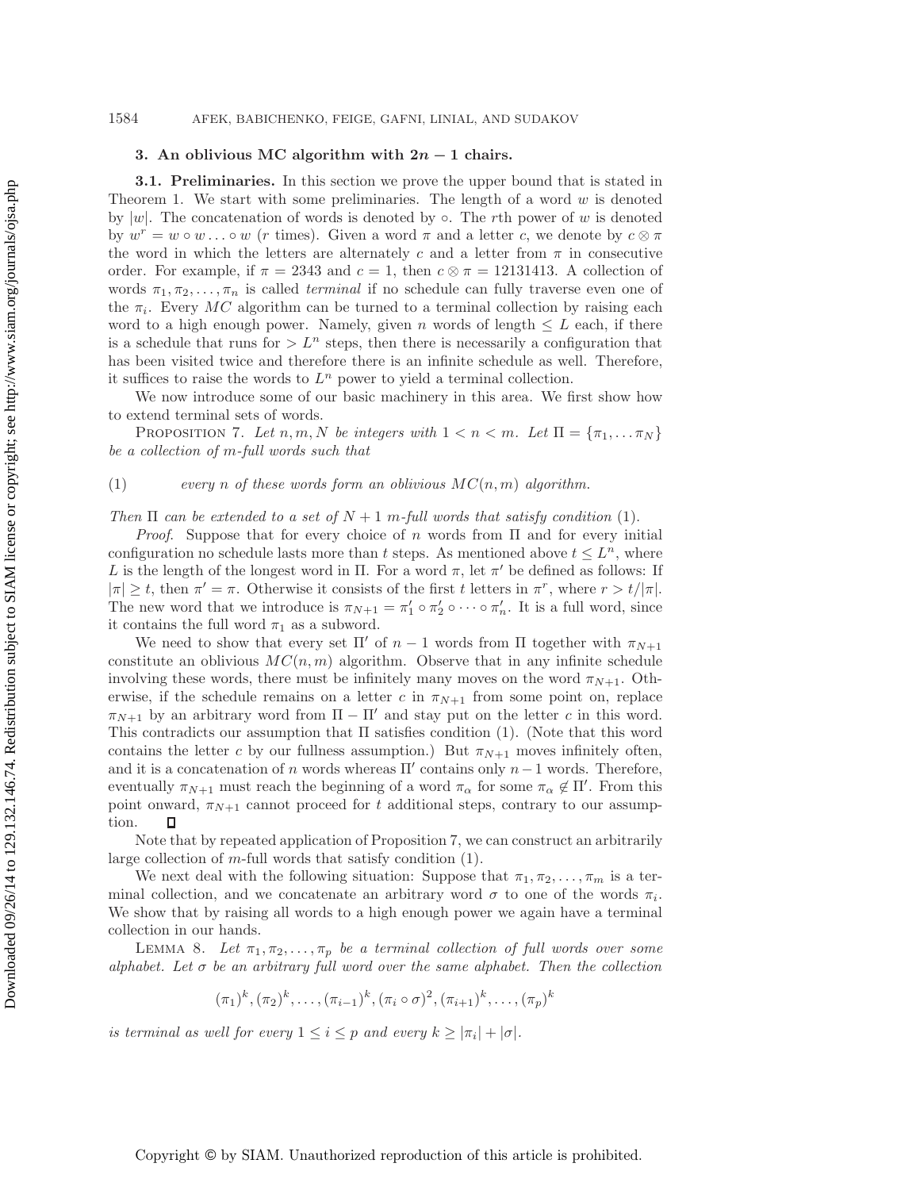## 3. An oblivious MC algorithm with $2n - 1$ chairs.

**3.1. Preliminaries.** In this section we prove the upper bound that is stated in Theorem 1. We start with some preliminaries. The length of a word $w$ is denoted by $|w|$. The concatenation of words is denoted by $\circ$. The $r$th power of $w$ is denoted by $w^r = w \circ w \ldots \circ w$ ($r$ times). Given a word $\pi$ and a letter $c$, we denote by $c \otimes \pi$ the word in which the letters are alternately $c$ and a letter from $\pi$ in consecutive order. For example, if $\pi = 2343$ and $c = 1$, then $c \otimes \pi = 12131413$. A collection of words $\pi_1, \pi_2, \ldots, \pi_n$ is called *terminal* if no schedule can fully traverse even one of the $\pi_i$. Every $MC$ algorithm can be turned to a terminal collection by raising each word to a high enough power. Namely, given $n$ words of length $\leq L$ each, if there is a schedule that runs for $> L^n$ steps, then there is necessarily a configuration that has been visited twice and therefore there is an infinite schedule as well. Therefore, it suffices to raise the words to $L^n$ power to yield a terminal collection.

We now introduce some of our basic machinery in this area. We first show how to extend terminal sets of words.

PROPOSITION 7. *Let $n, m, N$ be integers with $1 < n < m$. Let $\Pi = \{\pi_1, \ldots \pi_N\}$ be a collection of $m$-full words such that*

$$\text{(1)} \qquad \textit{every } n \textit{ of these words form an oblivious } MC(n, m) \textit{ algorithm.}$$

*Then $\Pi$ can be extended to a set of $N + 1$ $m$-full words that satisfy condition* (1).

*Proof*. Suppose that for every choice of $n$ words from $\Pi$ and for every initial configuration no schedule lasts more than $t$ steps. As mentioned above $t \leq L^n$, where $L$ is the length of the longest word in $\Pi$. For a word $\pi$, let $\pi'$ be defined as follows: If $|\pi| \geq t$, then $\pi' = \pi$. Otherwise it consists of the first $t$ letters in $\pi^r$, where $r > t/|\pi|$. The new word that we introduce is $\pi_{N+1} = \pi'_1 \circ \pi'_2 \circ \cdots \circ \pi'_n$. It is a full word, since it contains the full word $\pi_1$ as a subword.

We need to show that every set $\Pi'$ of $n - 1$ words from $\Pi$ together with $\pi_{N+1}$ constitute an oblivious $MC(n, m)$ algorithm. Observe that in any infinite schedule involving these words, there must be infinitely many moves on the word $\pi_{N+1}$. Otherwise, if the schedule remains on a letter $c$ in $\pi_{N+1}$ from some point on, replace $\pi_{N+1}$ by an arbitrary word from $\Pi - \Pi'$ and stay put on the letter $c$ in this word. This contradicts our assumption that $\Pi$ satisfies condition (1). (Note that this word contains the letter $c$ by our fullness assumption.) But $\pi_{N+1}$ moves infinitely often, and it is a concatenation of $n$ words whereas $\Pi'$ contains only $n-1$ words. Therefore, eventually $\pi_{N+1}$ must reach the beginning of a word $\pi_\alpha$ for some $\pi_\alpha \notin \Pi'$. From this point onward, $\pi_{N+1}$ cannot proceed for $t$ additional steps, contrary to our assumption. $\square$

Note that by repeated application of Proposition 7, we can construct an arbitrarily large collection of $m$-full words that satisfy condition (1).

We next deal with the following situation: Suppose that $\pi_1, \pi_2, \ldots, \pi_m$ is a terminal collection, and we concatenate an arbitrary word $\sigma$ to one of the words $\pi_i$. We show that by raising all words to a high enough power we again have a terminal collection in our hands.

LEMMA 8. *Let $\pi_1, \pi_2, \ldots, \pi_p$ be a terminal collection of full words over some alphabet. Let $\sigma$ be an arbitrary full word over the same alphabet. Then the collection*

$$(\pi_1)^k, (\pi_2)^k, \ldots, (\pi_{i-1})^k, (\pi_i \circ \sigma)^2, (\pi_{i+1})^k, \ldots, (\pi_p)^k$$

*is terminal as well for every $1 \leq i \leq p$ and every $k \geq |\pi_i| + |\sigma|$.*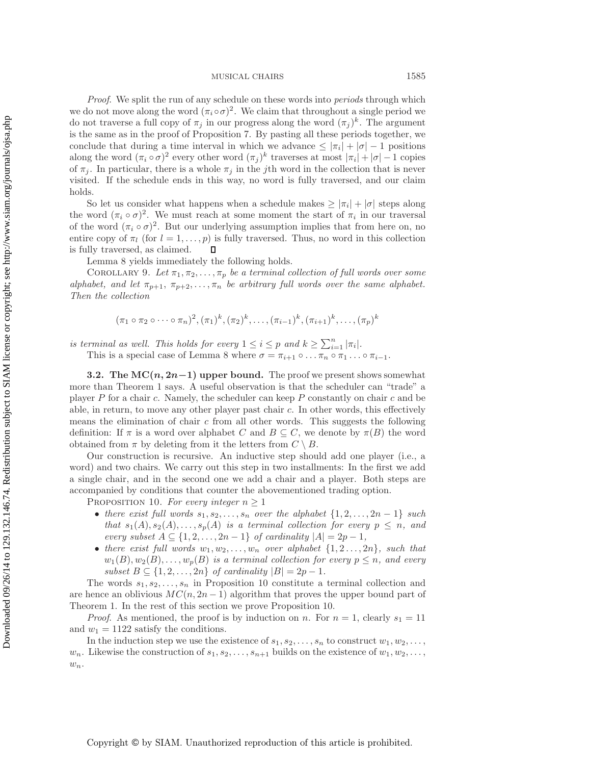*Proof*. We split the run of any schedule on these words into *periods* through which we do not move along the word $(\pi_i \circ \sigma)^2$. We claim that throughout a single period we do not traverse a full copy of $\pi_j$ in our progress along the word $(\pi_j)^k$. The argument is the same as in the proof of Proposition 7. By pasting all these periods together, we conclude that during a time interval in which we advance $\leq |\pi_i| + |\sigma| - 1$ positions along the word $(\pi_i \circ \sigma)^2$ every other word $(\pi_j)^k$ traverses at most $|\pi_i| + |\sigma| - 1$ copies of $\pi_j$. In particular, there is a whole $\pi_j$ in the $j$th word in the collection that is never visited. If the schedule ends in this way, no word is fully traversed, and our claim holds.

So let us consider what happens when a schedule makes $\geq |\pi_i| + |\sigma|$ steps along the word $(\pi_i \circ \sigma)^2$. We must reach at some moment the start of $\pi_i$ in our traversal of the word $(\pi_i \circ \sigma)^2$. But our underlying assumption implies that from here on, no entire copy of $\pi_l$ (for $l = 1, \ldots, p$) is fully traversed. Thus, no word in this collection is fully traversed, as claimed. $\square$

Lemma 8 yields immediately the following holds.

COROLLARY 9. *Let $\pi_1, \pi_2, \ldots, \pi_p$ be a terminal collection of full words over some alphabet, and let $\pi_{p+1}, \pi_{p+2}, \ldots, \pi_n$ be arbitrary full words over the same alphabet. Then the collection*

$$(\pi_1 \circ \pi_2 \circ \cdots \circ \pi_n)^2, (\pi_1)^k, (\pi_2)^k, \ldots, (\pi_{i-1})^k, (\pi_{i+1})^k, \ldots, (\pi_p)^k$$

*is terminal as well. This holds for every $1 \leq i \leq p$ and $k \geq \sum_{i=1}^{n} |\pi_i|$.*

This is a special case of Lemma 8 where $\sigma = \pi_{i+1} \circ \ldots \pi_n \circ \pi_1 \ldots \circ \pi_{i-1}$.

### 3.2. The MC($n, 2n-1$) upper bound.

The proof we present shows somewhat more than Theorem 1 says. A useful observation is that the scheduler can "trade" a player $P$ for a chair $c$. Namely, the scheduler can keep $P$ constantly on chair $c$ and be able, in return, to move any other player past chair $c$. In other words, this effectively means the elimination of chair $c$ from all other words. This suggests the following definition: If $\pi$ is a word over alphabet $C$ and $B \subseteq C$, we denote by $\pi(B)$ the word obtained from $\pi$ by deleting from it the letters from $C \setminus B$.

Our construction is recursive. An inductive step should add one player (i.e., a word) and two chairs. We carry out this step in two installments: In the first we add a single chair, and in the second one we add a chair and a player. Both steps are accompanied by conditions that counter the abovementioned trading option.

PROPOSITION 10. *For every integer $n \geq 1$*

- *there exist full words $s_1, s_2, \ldots, s_n$ over the alphabet $\{1, 2, \ldots, 2n-1\}$ such that $s_1(A), s_2(A), \ldots, s_p(A)$ is a terminal collection for every $p \leq n$, and every subset $A \subseteq \{1, 2, \ldots, 2n-1\}$ of cardinality $|A| = 2p - 1$,*
- *there exist full words $w_1, w_2, \ldots, w_n$ over alphabet $\{1, 2 \ldots, 2n\}$, such that $w_1(B), w_2(B), \ldots, w_p(B)$ is a terminal collection for every $p \leq n$, and every subset $B \subseteq \{1, 2, \ldots, 2n\}$ of cardinality $|B| = 2p - 1$.*

The words $s_1, s_2, \ldots, s_n$ in Proposition 10 constitute a terminal collection and are hence an oblivious $MC(n, 2n-1)$ algorithm that proves the upper bound part of Theorem 1. In the rest of this section we prove Proposition 10.

*Proof*. As mentioned, the proof is by induction on $n$. For $n = 1$, clearly $s_1 = 11$ and $w_1 = 1122$ satisfy the conditions.

In the induction step we use the existence of $s_1, s_2, \ldots, s_n$ to construct $w_1, w_2, \ldots, w_n$. Likewise the construction of $s_1, s_2, \ldots, s_{n+1}$ builds on the existence of $w_1, w_2, \ldots, w_n$.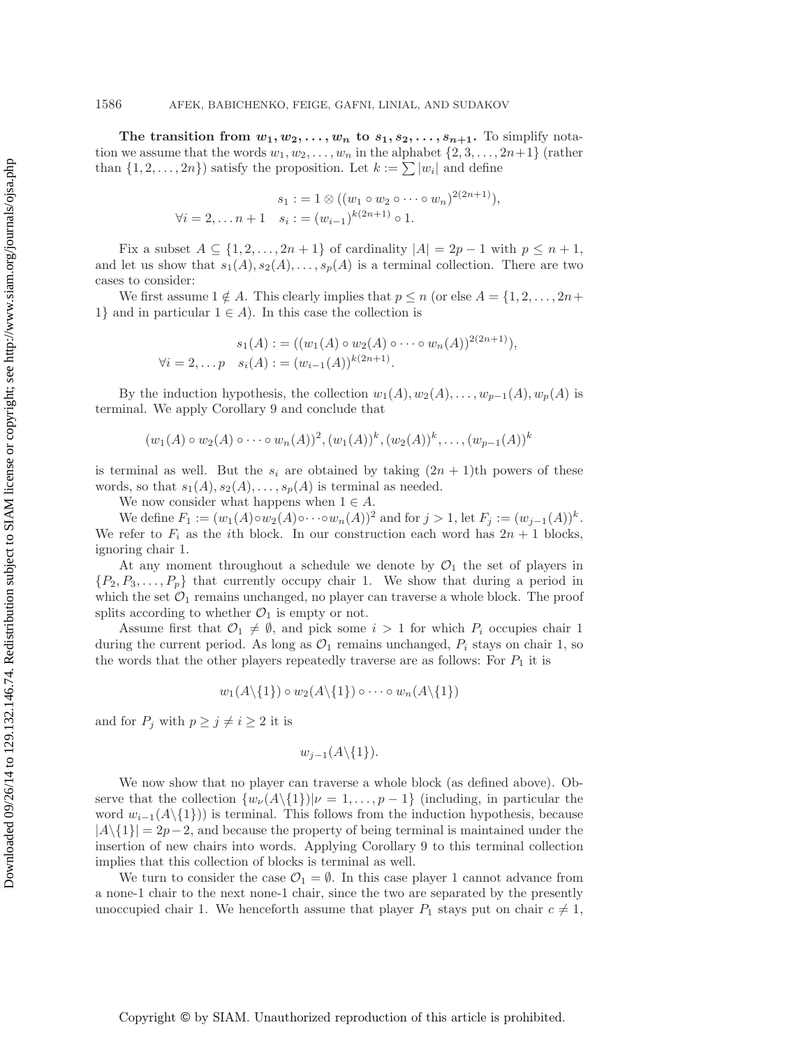**The transition from $w_1, w_2, \ldots, w_n$ to $s_1, s_2, \ldots, s_{n+1}$.** To simplify notation we assume that the words $w_1, w_2, \ldots, w_n$ in the alphabet $\{2, 3, \ldots, 2n+1\}$ (rather than $\{1, 2, \ldots, 2n\}$) satisfy the proposition. Let $k := \sum |w_i|$ and define

$$s_1 := 1 \otimes ((w_1 \circ w_2 \circ \cdots \circ w_n)^{2(2n+1)}),$$
$$\forall i = 2, \ldots n+1 \quad s_i := (w_{i-1})^{k(2n+1)} \circ 1.$$

Fix a subset $A \subseteq \{1, 2, \ldots, 2n+1\}$ of cardinality $|A| = 2p - 1$ with $p \leq n+1$, and let us show that $s_1(A), s_2(A), \ldots, s_p(A)$ is a terminal collection. There are two cases to consider:

We first assume $1 \notin A$. This clearly implies that $p \leq n$ (or else $A = \{1, 2, \ldots, 2n+1\}$ and in particular $1 \in A$). In this case the collection is

$$s_1(A) := ((w_1(A) \circ w_2(A) \circ \cdots \circ w_n(A))^{2(2n+1)}),$$
$$\forall i = 2, \ldots p \quad s_i(A) := (w_{i-1}(A))^{k(2n+1)}.$$

By the induction hypothesis, the collection $w_1(A), w_2(A), \ldots, w_{p-1}(A), w_p(A)$ is terminal. We apply Corollary 9 and conclude that

$$(w_1(A) \circ w_2(A) \circ \cdots \circ w_n(A))^2, (w_1(A))^k, (w_2(A))^k, \ldots, (w_{p-1}(A))^k$$

is terminal as well. But the $s_i$ are obtained by taking $(2n+1)$th powers of these words, so that $s_1(A), s_2(A), \ldots, s_p(A)$ is terminal as needed.

We now consider what happens when $1 \in A$.

We define $F_1 := (w_1(A) \circ w_2(A) \circ \cdots \circ w_n(A))^2$ and for $j > 1$, let $F_j := (w_{j-1}(A))^k$. We refer to $F_i$ as the $i$th block. In our construction each word has $2n+1$ blocks, ignoring chair 1.

At any moment throughout a schedule we denote by $\mathcal{O}_1$ the set of players in $\{P_2, P_3, \ldots, P_p\}$ that currently occupy chair 1. We show that during a period in which the set $\mathcal{O}_1$ remains unchanged, no player can traverse a whole block. The proof splits according to whether $\mathcal{O}_1$ is empty or not.

Assume first that $\mathcal{O}_1 \neq \emptyset$, and pick some $i > 1$ for which $P_i$ occupies chair 1 during the current period. As long as $\mathcal{O}_1$ remains unchanged, $P_i$ stays on chair 1, so the words that the other players repeatedly traverse are as follows: For $P_1$ it is

$$w_1(A \backslash \{1\}) \circ w_2(A \backslash \{1\}) \circ \cdots \circ w_n(A \backslash \{1\})$$

and for $P_j$ with $p \geq j \neq i \geq 2$ it is

$$w_{j-1}(A \backslash \{1\}).$$

We now show that no player can traverse a whole block (as defined above). Observe that the collection $\{w_\nu(A \backslash \{1\}) | \nu = 1, \ldots, p-1\}$ (including, in particular the word $w_{i-1}(A \backslash \{1\})$) is terminal. This follows from the induction hypothesis, because $|A \backslash \{1\}| = 2p - 2$, and because the property of being terminal is maintained under the insertion of new chairs into words. Applying Corollary 9 to this terminal collection implies that this collection of blocks is terminal as well.

We turn to consider the case $\mathcal{O}_1 = \emptyset$. In this case player 1 cannot advance from a none-1 chair to the next none-1 chair, since the two are separated by the presently unoccupied chair 1. We henceforth assume that player $P_1$ stays put on chair $c \neq 1$,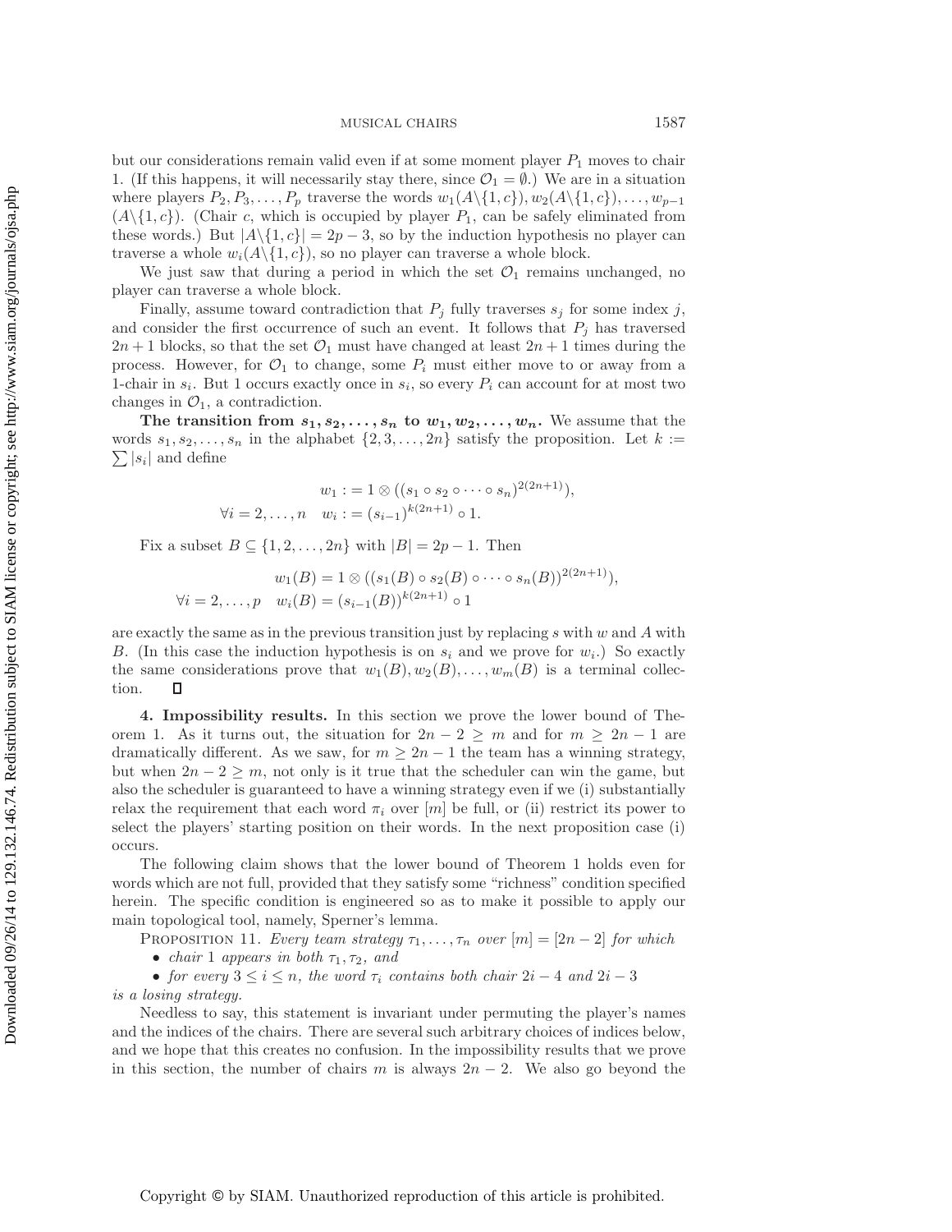but our considerations remain valid even if at some moment player $P_1$ moves to chair 1. (If this happens, it will necessarily stay there, since $\mathcal{O}_1 = \emptyset$.) We are in a situation where players $P_2, P_3, \ldots, P_p$ traverse the words $w_1(A\backslash\{1,c\}), w_2(A\backslash\{1,c\}), \ldots, w_{p-1}(A\backslash\{1,c\})$. (Chair $c$, which is occupied by player $P_1$, can be safely eliminated from these words.) But $|A\backslash\{1,c\}| = 2p-3$, so by the induction hypothesis no player can traverse a whole $w_i(A\backslash\{1,c\})$, so no player can traverse a whole block.

We just saw that during a period in which the set $\mathcal{O}_1$ remains unchanged, no player can traverse a whole block.

Finally, assume toward contradiction that $P_j$ fully traverses $s_j$ for some index $j$, and consider the first occurrence of such an event. It follows that $P_j$ has traversed $2n+1$ blocks, so that the set $\mathcal{O}_1$ must have changed at least $2n+1$ times during the process. However, for $\mathcal{O}_1$ to change, some $P_i$ must either move to or away from a 1-chair in $s_i$. But 1 occurs exactly once in $s_i$, so every $P_i$ can account for at most two changes in $\mathcal{O}_1$, a contradiction.

**The transition from $s_1, s_2, \ldots, s_n$ to $w_1, w_2, \ldots, w_n$.** We assume that the words $s_1, s_2, \ldots, s_n$ in the alphabet $\{2, 3, \ldots, 2n\}$ satisfy the proposition. Let $k := \sum |s_i|$ and define

$$w_1 := 1 \otimes ((s_1 \circ s_2 \circ \cdots \circ s_n)^{2(2n+1)}),$$
$$\forall i = 2, \ldots, n \quad w_i := (s_{i-1})^{k(2n+1)} \circ 1.$$

Fix a subset $B \subseteq \{1, 2, \ldots, 2n\}$ with $|B| = 2p-1$. Then

$$w_1(B) = 1 \otimes ((s_1(B) \circ s_2(B) \circ \cdots \circ s_n(B))^{2(2n+1)}),$$
$$\forall i = 2, \ldots, p \quad w_i(B) = (s_{i-1}(B))^{k(2n+1)} \circ 1$$

are exactly the same as in the previous transition just by replacing $s$ with $w$ and $A$ with $B$. (In this case the induction hypothesis is on $s_i$ and we prove for $w_i$.) So exactly the same considerations prove that $w_1(B), w_2(B), \ldots, w_m(B)$ is a terminal collection. $\square$

## 4. Impossibility results.

In this section we prove the lower bound of Theorem 1. As it turns out, the situation for $2n-2 \geq m$ and for $m \geq 2n-1$ are dramatically different. As we saw, for $m \geq 2n-1$ the team has a winning strategy, but when $2n-2 \geq m$, not only is it true that the scheduler can win the game, but also the scheduler is guaranteed to have a winning strategy even if we (i) substantially relax the requirement that each word $\pi_i$ over $[m]$ be full, or (ii) restrict its power to select the players' starting position on their words. In the next proposition case (i) occurs.

The following claim shows that the lower bound of Theorem 1 holds even for words which are not full, provided that they satisfy some "richness" condition specified herein. The specific condition is engineered so as to make it possible to apply our main topological tool, namely, Sperner's lemma.

PROPOSITION 11. *Every team strategy $\tau_1, \ldots, \tau_n$ over $[m] = [2n-2]$ for which*

- *chair 1 appears in both $\tau_1, \tau_2$, and*
- *for every $3 \leq i \leq n$, the word $\tau_i$ contains both chair $2i-4$ and $2i-3$*

*is a losing strategy.*

Needless to say, this statement is invariant under permuting the player's names and the indices of the chairs. There are several such arbitrary choices of indices below, and we hope that this creates no confusion. In the impossibility results that we prove in this section, the number of chairs $m$ is always $2n-2$. We also go beyond the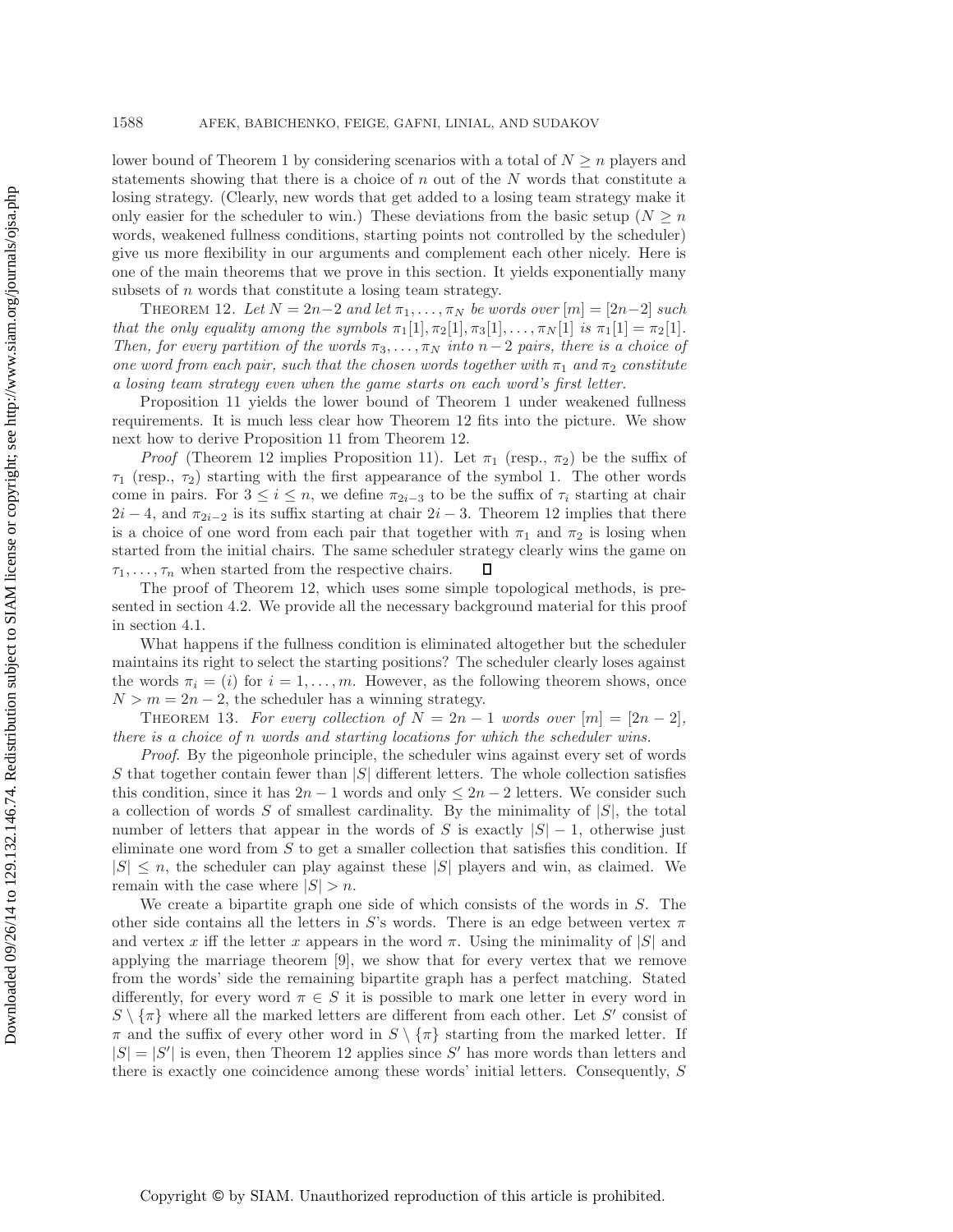lower bound of Theorem 1 by considering scenarios with a total of $N \geq n$ players and statements showing that there is a choice of $n$ out of the $N$ words that constitute a losing strategy. (Clearly, new words that get added to a losing team strategy make it only easier for the scheduler to win.) These deviations from the basic setup ($N \geq n$ words, weakened fullness conditions, starting points not controlled by the scheduler) give us more flexibility in our arguments and complement each other nicely. Here is one of the main theorems that we prove in this section. It yields exponentially many subsets of $n$ words that constitute a losing team strategy.

THEOREM 12. *Let $N = 2n-2$ and let $\pi_1, \dots, \pi_N$ be words over $[m] = [2n-2]$ such that the only equality among the symbols $\pi_1[1], \pi_2[1], \pi_3[1], \dots, \pi_N[1]$ is $\pi_1[1] = \pi_2[1]$. Then, for every partition of the words $\pi_3, \dots, \pi_N$ into $n-2$ pairs, there is a choice of one word from each pair, such that the chosen words together with $\pi_1$ and $\pi_2$ constitute a losing team strategy even when the game starts on each word's first letter.*

Proposition 11 yields the lower bound of Theorem 1 under weakened fullness requirements. It is much less clear how Theorem 12 fits into the picture. We show next how to derive Proposition 11 from Theorem 12.

*Proof* (Theorem 12 implies Proposition 11). Let $\pi_1$ (resp., $\pi_2$) be the suffix of $\tau_1$ (resp., $\tau_2$) starting with the first appearance of the symbol 1. The other words come in pairs. For $3 \leq i \leq n$, we define $\pi_{2i-3}$ to be the suffix of $\tau_i$ starting at chair $2i-4$, and $\pi_{2i-2}$ is its suffix starting at chair $2i-3$. Theorem 12 implies that there is a choice of one word from each pair that together with $\pi_1$ and $\pi_2$ is losing when started from the initial chairs. The same scheduler strategy clearly wins the game on $\tau_1, \dots, \tau_n$ when started from the respective chairs. ∎

The proof of Theorem 12, which uses some simple topological methods, is presented in section 4.2. We provide all the necessary background material for this proof in section 4.1.

What happens if the fullness condition is eliminated altogether but the scheduler maintains its right to select the starting positions? The scheduler clearly loses against the words $\pi_i = (i)$ for $i = 1, \dots, m$. However, as the following theorem shows, once $N > m = 2n-2$, the scheduler has a winning strategy.

THEOREM 13. *For every collection of $N = 2n-1$ words over $[m] = [2n-2]$, there is a choice of $n$ words and starting locations for which the scheduler wins.*

*Proof.* By the pigeonhole principle, the scheduler wins against every set of words $S$ that together contain fewer than $|S|$ different letters. The whole collection satisfies this condition, since it has $2n-1$ words and only $\leq 2n-2$ letters. We consider such a collection of words $S$ of smallest cardinality. By the minimality of $|S|$, the total number of letters that appear in the words of $S$ is exactly $|S|-1$, otherwise just eliminate one word from $S$ to get a smaller collection that satisfies this condition. If $|S| \leq n$, the scheduler can play against these $|S|$ players and win, as claimed. We remain with the case where $|S| > n$.

We create a bipartite graph one side of which consists of the words in $S$. The other side contains all the letters in $S$'s words. There is an edge between vertex $\pi$ and vertex $x$ iff the letter $x$ appears in the word $\pi$. Using the minimality of $|S|$ and applying the marriage theorem [9], we show that for every vertex that we remove from the words' side the remaining bipartite graph has a perfect matching. Stated differently, for every word $\pi \in S$ it is possible to mark one letter in every word in $S \setminus \{\pi\}$ where all the marked letters are different from each other. Let $S'$ consist of $\pi$ and the suffix of every other word in $S \setminus \{\pi\}$ starting from the marked letter. If $|S| = |S'|$ is even, then Theorem 12 applies since $S'$ has more words than letters and there is exactly one coincidence among these words' initial letters. Consequently, $S$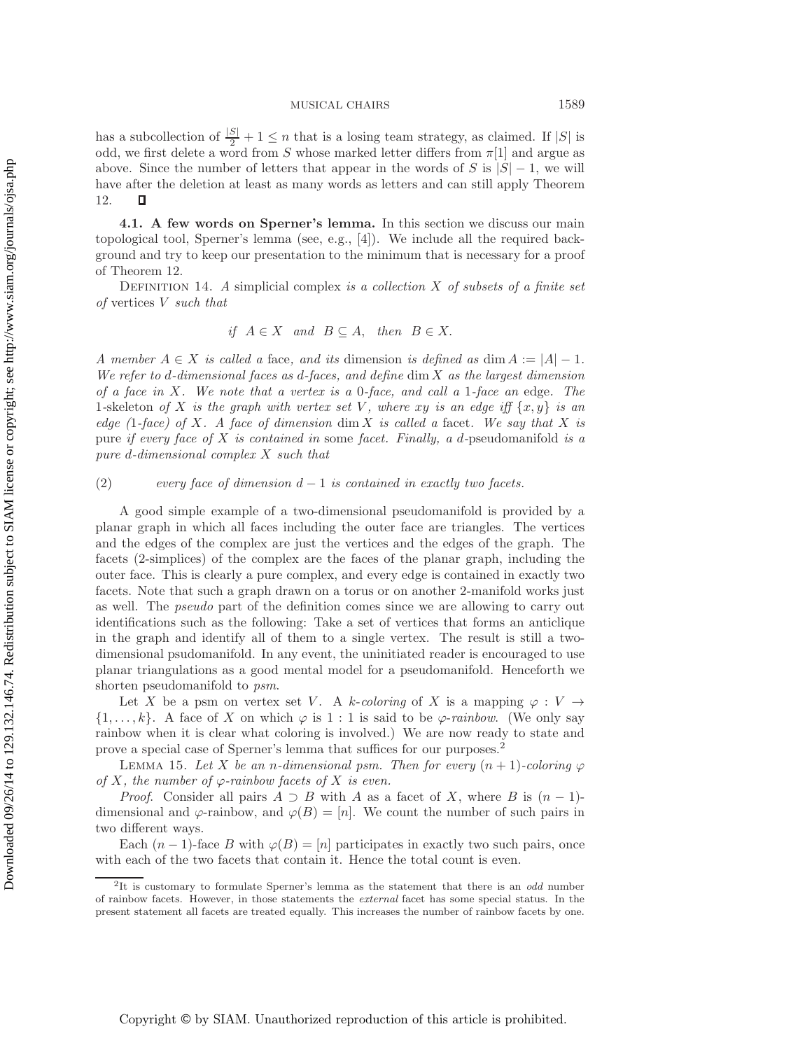has a subcollection of $\frac{|S|}{2} + 1 \leq n$ that is a losing team strategy, as claimed. If $|S|$ is odd, we first delete a word from $S$ whose marked letter differs from $\pi[1]$ and argue as above. Since the number of letters that appear in the words of $S$ is $|S| - 1$, we will have after the deletion at least as many words as letters and can still apply Theorem 12. ∎

**4.1. A few words on Sperner's lemma.** In this section we discuss our main topological tool, Sperner's lemma (see, e.g., [4]). We include all the required background and try to keep our presentation to the minimum that is necessary for a proof of Theorem 12.

DEFINITION 14. *A* simplicial complex *is a collection $X$ of subsets of a finite set of* vertices *$V$ such that*

$$\text{if } A \in X \quad \text{and} \quad B \subseteq A, \quad \text{then} \quad B \in X.$$

*A member $A \in X$ is called a* face*, and its* dimension *is defined as $\dim A := |A| - 1$. We refer to $d$-dimensional faces as $d$-faces, and define $\dim X$ as the largest dimension of a face in $X$. We note that a vertex is a 0-face, and call a 1-face an* edge*. The* 1-skeleton *of $X$ is the graph with vertex set $V$, where $xy$ is an edge iff $\{x, y\}$ is an edge (1-face) of $X$. A face of dimension $\dim X$ is called a* facet*. We say that $X$ is* pure *if every face of $X$ is contained in* some *facet. Finally, a $d$*-pseudomanifold *is a pure $d$-dimensional complex $X$ such that*

(2) *every face of dimension $d - 1$ is contained in exactly two facets.*

A good simple example of a two-dimensional pseudomanifold is provided by a planar graph in which all faces including the outer face are triangles. The vertices and the edges of the complex are just the vertices and the edges of the graph. The facets (2-simplices) of the complex are the faces of the planar graph, including the outer face. This is clearly a pure complex, and every edge is contained in exactly two facets. Note that such a graph drawn on a torus or on another 2-manifold works just as well. The *pseudo* part of the definition comes since we are allowing to carry out identifications such as the following: Take a set of vertices that forms an anticlique in the graph and identify all of them to a single vertex. The result is still a two-dimensional psudomanifold. In any event, the uninitiated reader is encouraged to use planar triangulations as a good mental model for a pseudomanifold. Henceforth we shorten pseudomanifold to *psm*.

Let $X$ be a psm on vertex set $V$. A *$k$-coloring* of $X$ is a mapping $\varphi : V \to \{1, \ldots, k\}$. A face of $X$ on which $\varphi$ is $1:1$ is said to be *$\varphi$-rainbow*. (We only say rainbow when it is clear what coloring is involved.) We are now ready to state and prove a special case of Sperner's lemma that suffices for our purposes.[2]

LEMMA 15. *Let $X$ be an $n$-dimensional psm. Then for every $(n+1)$-coloring $\varphi$ of $X$, the number of $\varphi$-rainbow facets of $X$ is even.*

*Proof.* Consider all pairs $A \supset B$ with $A$ as a facet of $X$, where $B$ is $(n-1)$-dimensional and $\varphi$-rainbow, and $\varphi(B) = [n]$. We count the number of such pairs in two different ways.

Each $(n-1)$-face $B$ with $\varphi(B) = [n]$ participates in exactly two such pairs, once with each of the two facets that contain it. Hence the total count is even.

[2]It is customary to formulate Sperner's lemma as the statement that there is an *odd* number of rainbow facets. However, in those statements the *external* facet has some special status. In the present statement all facets are treated equally. This increases the number of rainbow facets by one.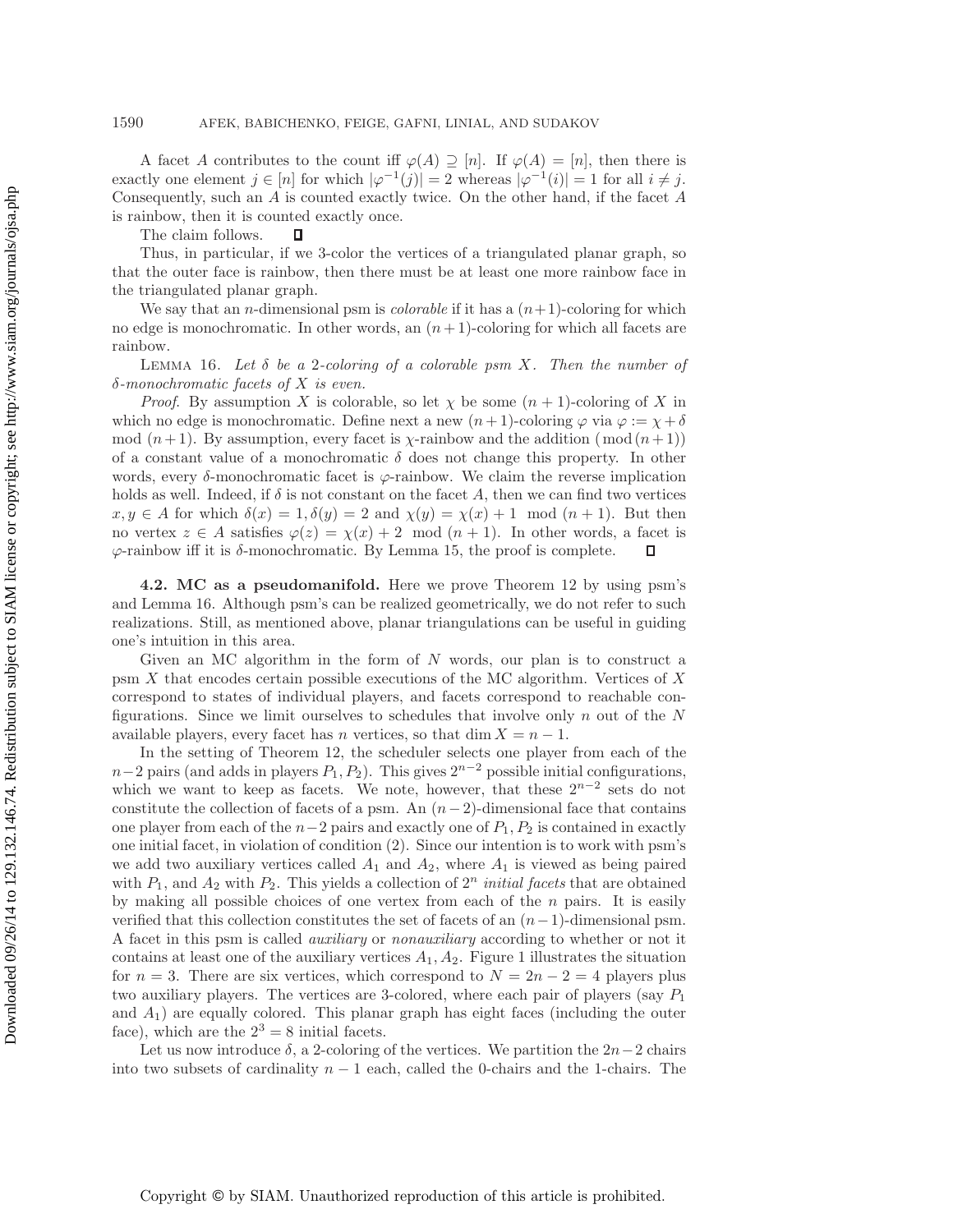A facet $A$ contributes to the count iff $\varphi(A) \supseteq [n]$. If $\varphi(A) = [n]$, then there is exactly one element $j \in [n]$ for which $|\varphi^{-1}(j)| = 2$ whereas $|\varphi^{-1}(i)| = 1$ for all $i \neq j$. Consequently, such an $A$ is counted exactly twice. On the other hand, if the facet $A$ is rainbow, then it is counted exactly once.

The claim follows. ∎

Thus, in particular, if we 3-color the vertices of a triangulated planar graph, so that the outer face is rainbow, then there must be at least one more rainbow face in the triangulated planar graph.

We say that an $n$-dimensional psm is *colorable* if it has a $(n+1)$-coloring for which no edge is monochromatic. In other words, an $(n+1)$-coloring for which all facets are rainbow.

Lemma 16. *Let $\delta$ be a 2-coloring of a colorable psm $X$. Then the number of $\delta$-monochromatic facets of $X$ is even.*

*Proof*. By assumption $X$ is colorable, so let $\chi$ be some $(n+1)$-coloring of $X$ in which no edge is monochromatic. Define next a new $(n+1)$-coloring $\varphi$ via $\varphi := \chi + \delta \mod (n+1)$. By assumption, every facet is $\chi$-rainbow and the addition $(\bmod\,(n+1))$ of a constant value of a monochromatic $\delta$ does not change this property. In other words, every $\delta$-monochromatic facet is $\varphi$-rainbow. We claim the reverse implication holds as well. Indeed, if $\delta$ is not constant on the facet $A$, then we can find two vertices $x, y \in A$ for which $\delta(x) = 1, \delta(y) = 2$ and $\chi(y) = \chi(x) + 1 \mod (n+1)$. But then no vertex $z \in A$ satisfies $\varphi(z) = \chi(x) + 2 \mod (n+1)$. In other words, a facet is $\varphi$-rainbow iff it is $\delta$-monochromatic. By Lemma 15, the proof is complete. ∎

**4.2. MC as a pseudomanifold.** Here we prove Theorem 12 by using psm's and Lemma 16. Although psm's can be realized geometrically, we do not refer to such realizations. Still, as mentioned above, planar triangulations can be useful in guiding one's intuition in this area.

Given an MC algorithm in the form of $N$ words, our plan is to construct a psm $X$ that encodes certain possible executions of the MC algorithm. Vertices of $X$ correspond to states of individual players, and facets correspond to reachable configurations. Since we limit ourselves to schedules that involve only $n$ out of the $N$ available players, every facet has $n$ vertices, so that $\dim X = n - 1$.

In the setting of Theorem 12, the scheduler selects one player from each of the $n-2$ pairs (and adds in players $P_1, P_2$). This gives $2^{n-2}$ possible initial configurations, which we want to keep as facets. We note, however, that these $2^{n-2}$ sets do not constitute the collection of facets of a psm. An $(n-2)$-dimensional face that contains one player from each of the $n-2$ pairs and exactly one of $P_1, P_2$ is contained in exactly one initial facet, in violation of condition (2). Since our intention is to work with psm's we add two auxiliary vertices called $A_1$ and $A_2$, where $A_1$ is viewed as being paired with $P_1$, and $A_2$ with $P_2$. This yields a collection of $2^n$ *initial facets* that are obtained by making all possible choices of one vertex from each of the $n$ pairs. It is easily verified that this collection constitutes the set of facets of an $(n-1)$-dimensional psm. A facet in this psm is called *auxiliary* or *nonauxiliary* according to whether or not it contains at least one of the auxiliary vertices $A_1, A_2$. Figure 1 illustrates the situation for $n = 3$. There are six vertices, which correspond to $N = 2n - 2 = 4$ players plus two auxiliary players. The vertices are 3-colored, where each pair of players (say $P_1$ and $A_1$) are equally colored. This planar graph has eight faces (including the outer face), which are the $2^3 = 8$ initial facets.

Let us now introduce $\delta$, a 2-coloring of the vertices. We partition the $2n-2$ chairs into two subsets of cardinality $n-1$ each, called the 0-chairs and the 1-chairs. The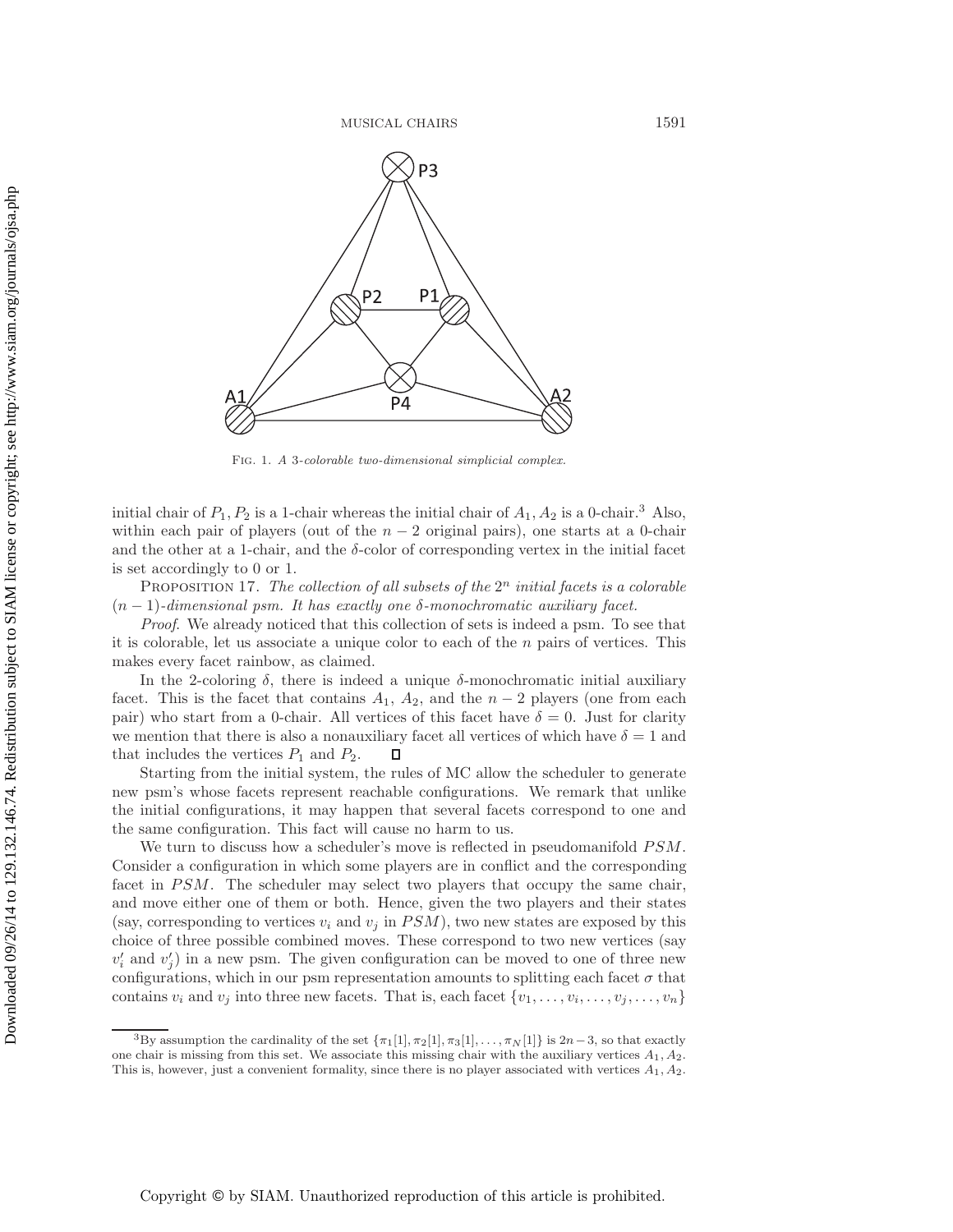Fig. 1. *A 3-colorable two-dimensional simplicial complex.*

initial chair of $P_1, P_2$ is a 1-chair whereas the initial chair of $A_1, A_2$ is a 0-chair.[3] Also, within each pair of players (out of the $n-2$ original pairs), one starts at a 0-chair and the other at a 1-chair, and the $\delta$-color of corresponding vertex in the initial facet is set accordingly to 0 or 1.

Proposition 17. *The collection of all subsets of the $2^n$ initial facets is a colorable $(n-1)$-dimensional psm. It has exactly one $\delta$-monochromatic auxiliary facet.*

*Proof*. We already noticed that this collection of sets is indeed a psm. To see that it is colorable, let us associate a unique color to each of the $n$ pairs of vertices. This makes every facet rainbow, as claimed.

In the 2-coloring $\delta$, there is indeed a unique $\delta$-monochromatic initial auxiliary facet. This is the facet that contains $A_1$, $A_2$, and the $n-2$ players (one from each pair) who start from a 0-chair. All vertices of this facet have $\delta = 0$. Just for clarity we mention that there is also a nonauxiliary facet all vertices of which have $\delta = 1$ and that includes the vertices $P_1$ and $P_2$. □

Starting from the initial system, the rules of MC allow the scheduler to generate new psm's whose facets represent reachable configurations. We remark that unlike the initial configurations, it may happen that several facets correspond to one and the same configuration. This fact will cause no harm to us.

We turn to discuss how a scheduler's move is reflected in pseudomanifold $PSM$. Consider a configuration in which some players are in conflict and the corresponding facet in $PSM$. The scheduler may select two players that occupy the same chair, and move either one of them or both. Hence, given the two players and their states (say, corresponding to vertices $v_i$ and $v_j$ in $PSM$), two new states are exposed by this choice of three possible combined moves. These correspond to two new vertices (say $v'_i$ and $v'_j$) in a new psm. The given configuration can be moved to one of three new configurations, which in our psm representation amounts to splitting each facet $\sigma$ that contains $v_i$ and $v_j$ into three new facets. That is, each facet $\{v_1, \ldots, v_i, \ldots, v_j, \ldots, v_n\}$

[3] By assumption the cardinality of the set $\{\pi_1[1], \pi_2[1], \pi_3[1], \ldots, \pi_N[1]\}$ is $2n-3$, so that exactly one chair is missing from this set. We associate this missing chair with the auxiliary vertices $A_1, A_2$. This is, however, just a convenient formality, since there is no player associated with vertices $A_1, A_2$.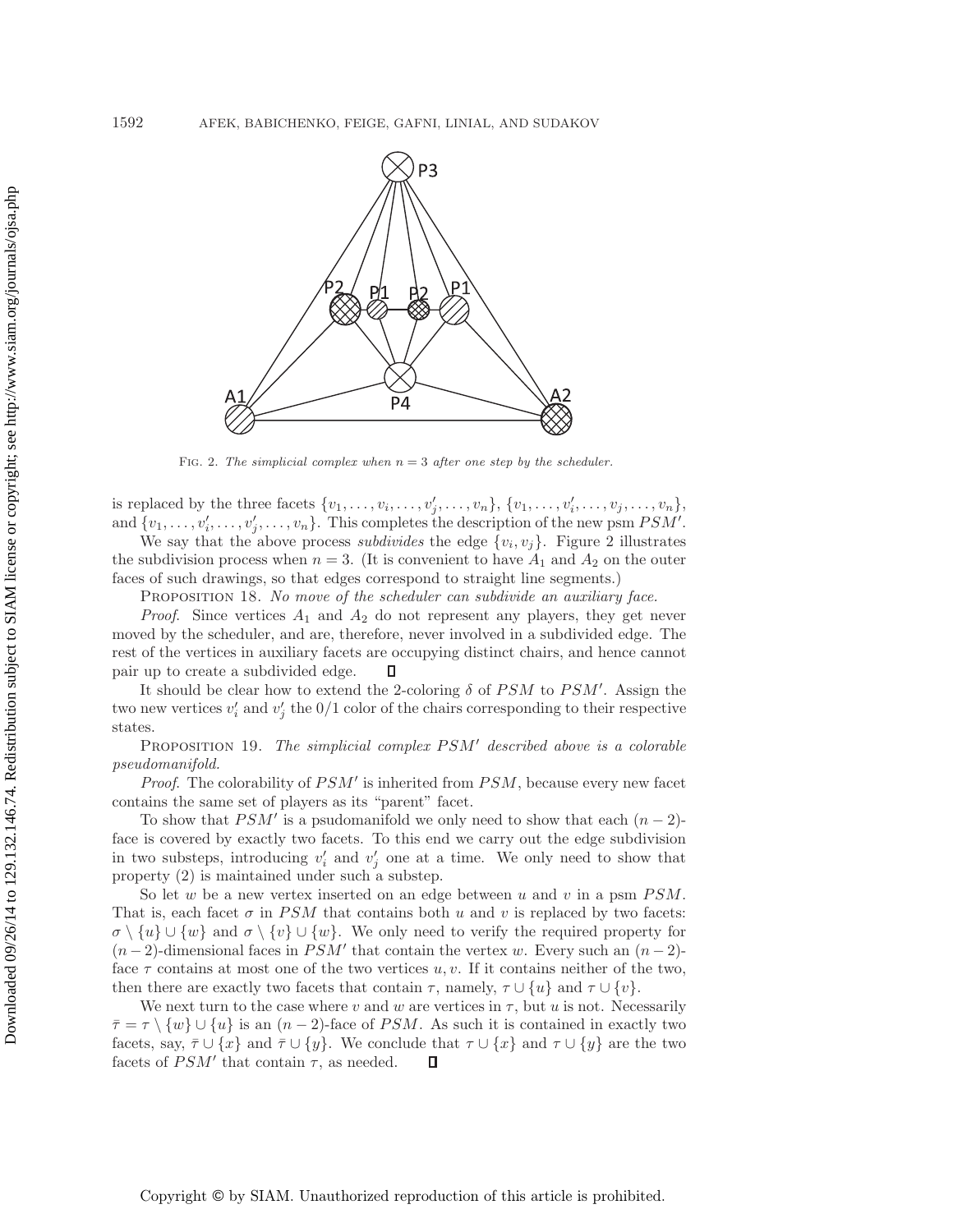FIG. 2. *The simplicial complex when $n = 3$ after one step by the scheduler.*

is replaced by the three facets $\{v_1, \ldots, v_i, \ldots, v_j', \ldots, v_n\}$, $\{v_1, \ldots, v_i', \ldots, v_j, \ldots, v_n\}$, and $\{v_1, \ldots, v_i', \ldots, v_j', \ldots, v_n\}$. This completes the description of the new psm $PSM'$.

We say that the above process *subdivides* the edge $\{v_i, v_j\}$. Figure 2 illustrates the subdivision process when $n = 3$. (It is convenient to have $A_1$ and $A_2$ on the outer faces of such drawings, so that edges correspond to straight line segments.)

PROPOSITION 18. *No move of the scheduler can subdivide an auxiliary face.*

*Proof*. Since vertices $A_1$ and $A_2$ do not represent any players, they get never moved by the scheduler, and are, therefore, never involved in a subdivided edge. The rest of the vertices in auxiliary facets are occupying distinct chairs, and hence cannot pair up to create a subdivided edge. ∎

It should be clear how to extend the 2-coloring $\delta$ of $PSM$ to $PSM'$. Assign the two new vertices $v_i'$ and $v_j'$ the 0/1 color of the chairs corresponding to their respective states.

PROPOSITION 19. *The simplicial complex $PSM'$ described above is a colorable pseudomanifold.*

*Proof*. The colorability of $PSM'$ is inherited from $PSM$, because every new facet contains the same set of players as its "parent" facet.

To show that $PSM'$ is a psudomanifold we only need to show that each $(n-2)$-face is covered by exactly two facets. To this end we carry out the edge subdivision in two substeps, introducing $v_i'$ and $v_j'$ one at a time. We only need to show that property (2) is maintained under such a substep.

So let $w$ be a new vertex inserted on an edge between $u$ and $v$ in a psm $PSM$. That is, each facet $\sigma$ in $PSM$ that contains both $u$ and $v$ is replaced by two facets: $\sigma \setminus \{u\} \cup \{w\}$ and $\sigma \setminus \{v\} \cup \{w\}$. We only need to verify the required property for $(n-2)$-dimensional faces in $PSM'$ that contain the vertex $w$. Every such an $(n-2)$-face $\tau$ contains at most one of the two vertices $u, v$. If it contains neither of the two, then there are exactly two facets that contain $\tau$, namely, $\tau \cup \{u\}$ and $\tau \cup \{v\}$.

We next turn to the case where $v$ and $w$ are vertices in $\tau$, but $u$ is not. Necessarily $\bar{\tau} = \tau \setminus \{w\} \cup \{u\}$ is an $(n-2)$-face of $PSM$. As such it is contained in exactly two facets, say, $\bar{\tau} \cup \{x\}$ and $\bar{\tau} \cup \{y\}$. We conclude that $\tau \cup \{x\}$ and $\tau \cup \{y\}$ are the two facets of $PSM'$ that contain $\tau$, as needed. ∎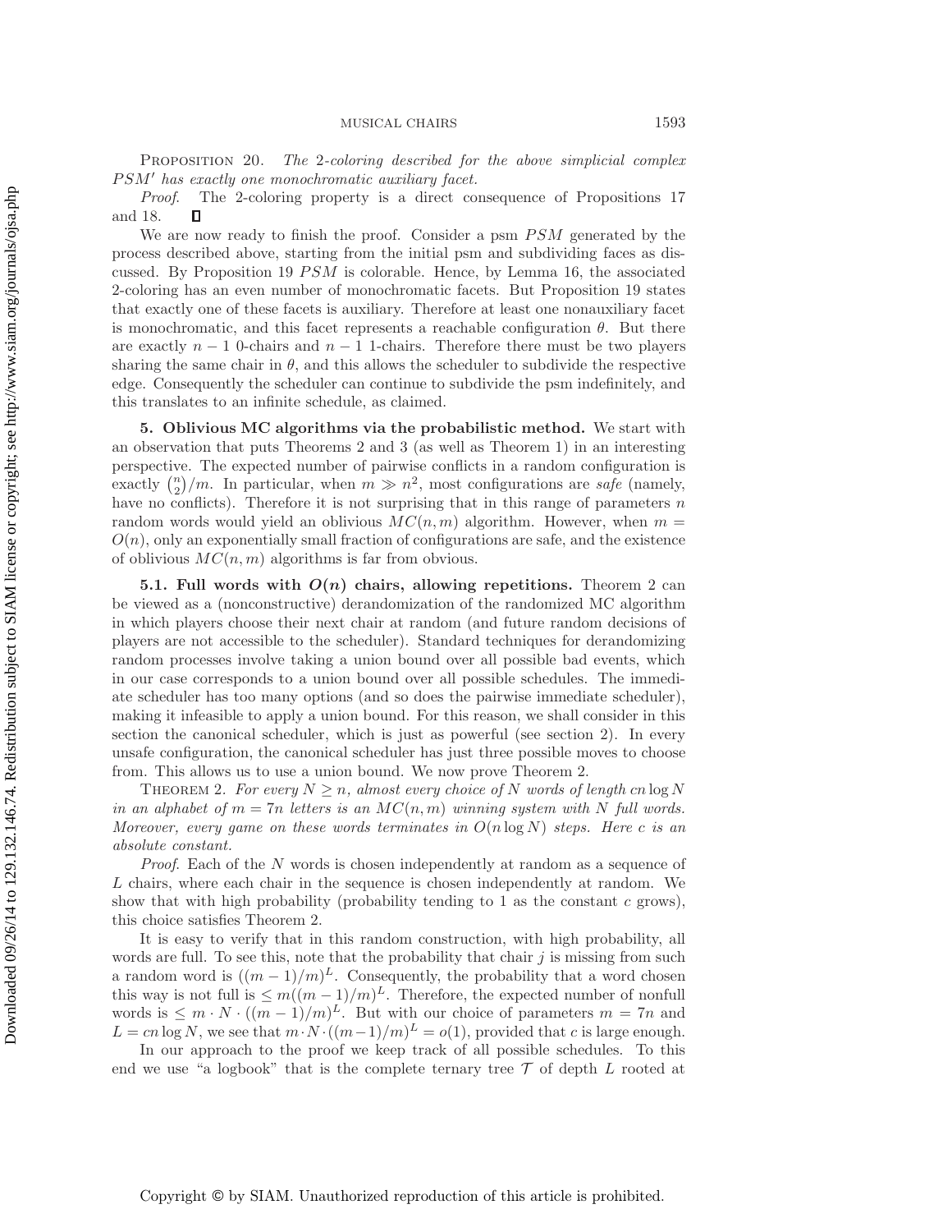**Proposition 20.** *The 2-coloring described for the above simplicial complex $PSM'$ has exactly one monochromatic auxiliary facet.*

*Proof*. The 2-coloring property is a direct consequence of Propositions 17 and 18. □

We are now ready to finish the proof. Consider a psm $PSM$ generated by the process described above, starting from the initial psm and subdividing faces as discussed. By Proposition 19 $PSM$ is colorable. Hence, by Lemma 16, the associated 2-coloring has an even number of monochromatic facets. But Proposition 19 states that exactly one of these facets is auxiliary. Therefore at least one nonauxiliary facet is monochromatic, and this facet represents a reachable configuration $\theta$. But there are exactly $n-1$ 0-chairs and $n-1$ 1-chairs. Therefore there must be two players sharing the same chair in $\theta$, and this allows the scheduler to subdivide the respective edge. Consequently the scheduler can continue to subdivide the psm indefinitely, and this translates to an infinite schedule, as claimed.

## 5. Oblivious MC algorithms via the probabilistic method.

We start with an observation that puts Theorems 2 and 3 (as well as Theorem 1) in an interesting perspective. The expected number of pairwise conflicts in a random configuration is exactly $\binom{n}{2}/m$. In particular, when $m \gg n^2$, most configurations are *safe* (namely, have no conflicts). Therefore it is not surprising that in this range of parameters $n$ random words would yield an oblivious $MC(n, m)$ algorithm. However, when $m = O(n)$, only an exponentially small fraction of configurations are safe, and the existence of oblivious $MC(n, m)$ algorithms is far from obvious.

### 5.1. Full words with $O(n)$ chairs, allowing repetitions.

Theorem 2 can be viewed as a (nonconstructive) derandomization of the randomized MC algorithm in which players choose their next chair at random (and future random decisions of players are not accessible to the scheduler). Standard techniques for derandomizing random processes involve taking a union bound over all possible bad events, which in our case corresponds to a union bound over all possible schedules. The immediate scheduler has too many options (and so does the pairwise immediate scheduler), making it infeasible to apply a union bound. For this reason, we shall consider in this section the canonical scheduler, which is just as powerful (see section 2). In every unsafe configuration, the canonical scheduler has just three possible moves to choose from. This allows us to use a union bound. We now prove Theorem 2.

**Theorem 2.** *For every $N \geq n$, almost every choice of $N$ words of length $cn \log N$ in an alphabet of $m = 7n$ letters is an $MC(n, m)$ winning system with $N$ full words. Moreover, every game on these words terminates in $O(n \log N)$ steps. Here $c$ is an absolute constant.*

*Proof*. Each of the $N$ words is chosen independently at random as a sequence of $L$ chairs, where each chair in the sequence is chosen independently at random. We show that with high probability (probability tending to 1 as the constant $c$ grows), this choice satisfies Theorem 2.

It is easy to verify that in this random construction, with high probability, all words are full. To see this, note that the probability that chair $j$ is missing from such a random word is $((m-1)/m)^L$. Consequently, the probability that a word chosen this way is not full is $\leq m((m-1)/m)^L$. Therefore, the expected number of nonfull words is $\leq m \cdot N \cdot ((m-1)/m)^L$. But with our choice of parameters $m = 7n$ and $L = cn \log N$, we see that $m \cdot N \cdot ((m-1)/m)^L = o(1)$, provided that $c$ is large enough.

In our approach to the proof we keep track of all possible schedules. To this end we use "a logbook" that is the complete ternary tree $\mathcal{T}$ of depth $L$ rooted at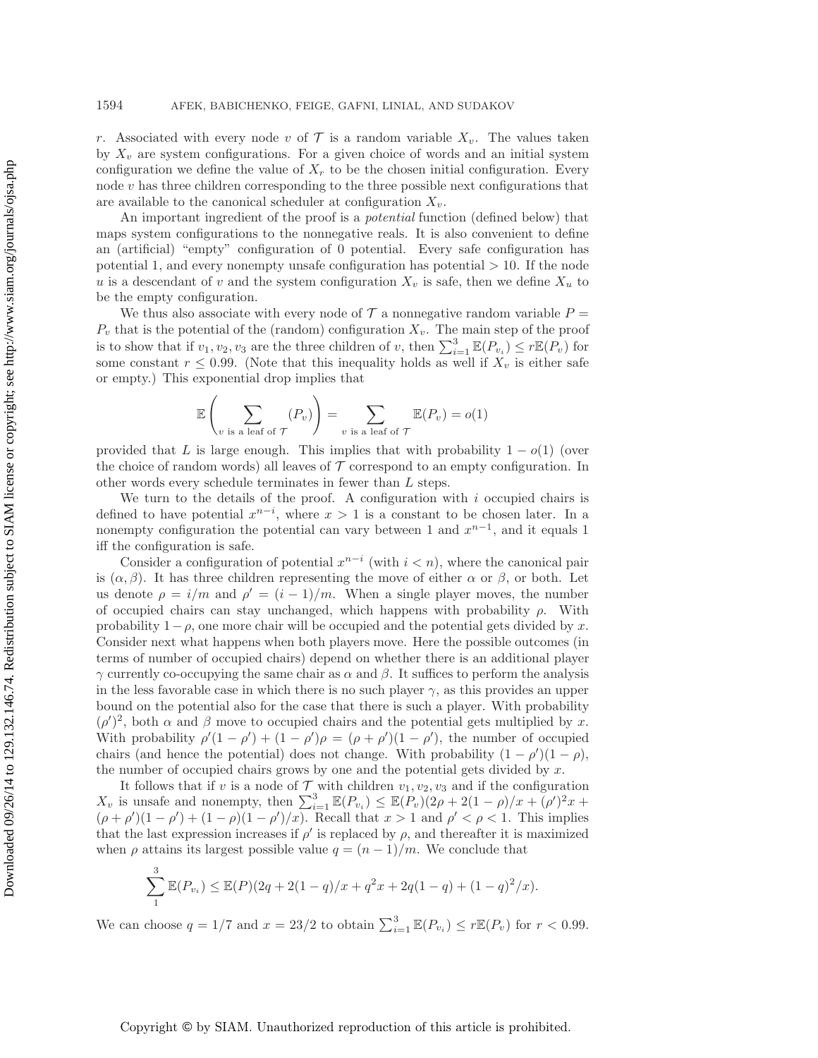$r$. Associated with every node $v$ of $\mathcal{T}$ is a random variable $X_v$. The values taken by $X_v$ are system configurations. For a given choice of words and an initial system configuration we define the value of $X_r$ to be the chosen initial configuration. Every node $v$ has three children corresponding to the three possible next configurations that are available to the canonical scheduler at configuration $X_v$.

An important ingredient of the proof is a *potential* function (defined below) that maps system configurations to the nonnegative reals. It is also convenient to define an (artificial) "empty" configuration of 0 potential. Every safe configuration has potential 1, and every nonempty unsafe configuration has potential $> 10$. If the node $u$ is a descendant of $v$ and the system configuration $X_v$ is safe, then we define $X_u$ to be the empty configuration.

We thus also associate with every node of $\mathcal{T}$ a nonnegative random variable $P = P_v$ that is the potential of the (random) configuration $X_v$. The main step of the proof is to show that if $v_1, v_2, v_3$ are the three children of $v$, then $\sum_{i=1}^{3} \mathbb{E}(P_{v_i}) \leq r\mathbb{E}(P_v)$ for some constant $r \leq 0.99$. (Note that this inequality holds as well if $X_v$ is either safe or empty.) This exponential drop implies that

$$\mathbb{E}\left(\sum_{v \text{ is a leaf of } \mathcal{T}} (P_v)\right) = \sum_{v \text{ is a leaf of } \mathcal{T}} \mathbb{E}(P_v) = o(1)$$

provided that $L$ is large enough. This implies that with probability $1 - o(1)$ (over the choice of random words) all leaves of $\mathcal{T}$ correspond to an empty configuration. In other words every schedule terminates in fewer than $L$ steps.

We turn to the details of the proof. A configuration with $i$ occupied chairs is defined to have potential $x^{n-i}$, where $x > 1$ is a constant to be chosen later. In a nonempty configuration the potential can vary between 1 and $x^{n-1}$, and it equals 1 iff the configuration is safe.

Consider a configuration of potential $x^{n-i}$ (with $i < n$), where the canonical pair is $(\alpha, \beta)$. It has three children representing the move of either $\alpha$ or $\beta$, or both. Let us denote $\rho = i/m$ and $\rho' = (i-1)/m$. When a single player moves, the number of occupied chairs can stay unchanged, which happens with probability $\rho$. With probability $1-\rho$, one more chair will be occupied and the potential gets divided by $x$. Consider next what happens when both players move. Here the possible outcomes (in terms of number of occupied chairs) depend on whether there is an additional player $\gamma$ currently co-occupying the same chair as $\alpha$ and $\beta$. It suffices to perform the analysis in the less favorable case in which there is no such player $\gamma$, as this provides an upper bound on the potential also for the case that there is such a player. With probability $(\rho')^2$, both $\alpha$ and $\beta$ move to occupied chairs and the potential gets multiplied by $x$. With probability $\rho'(1-\rho') + (1-\rho')\rho = (\rho + \rho')(1-\rho')$, the number of occupied chairs (and hence the potential) does not change. With probability $(1-\rho')(1-\rho)$, the number of occupied chairs grows by one and the potential gets divided by $x$.

It follows that if $v$ is a node of $\mathcal{T}$ with children $v_1, v_2, v_3$ and if the configuration $X_v$ is unsafe and nonempty, then $\sum_{i=1}^{3} \mathbb{E}(P_{v_i}) \leq \mathbb{E}(P_v)(2\rho + 2(1-\rho)/x + (\rho')^2 x + (\rho + \rho')(1-\rho') + (1-\rho)(1-\rho')/x)$. Recall that $x > 1$ and $\rho' < \rho < 1$. This implies that the last expression increases if $\rho'$ is replaced by $\rho$, and thereafter it is maximized when $\rho$ attains its largest possible value $q = (n-1)/m$. We conclude that

$$\sum_{1}^{3} \mathbb{E}(P_{v_i}) \leq \mathbb{E}(P)(2q + 2(1-q)/x + q^2 x + 2q(1-q) + (1-q)^2/x).$$

We can choose $q = 1/7$ and $x = 23/2$ to obtain $\sum_{i=1}^{3} \mathbb{E}(P_{v_i}) \leq r\mathbb{E}(P_v)$ for $r < 0.99$.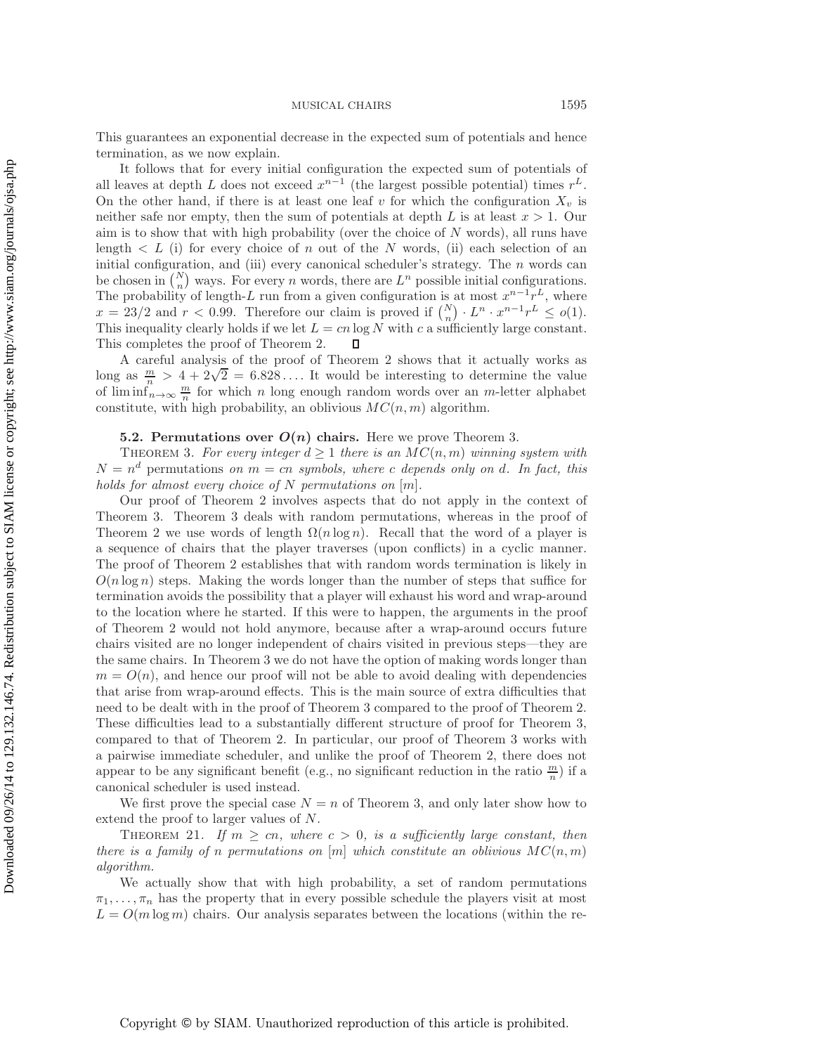This guarantees an exponential decrease in the expected sum of potentials and hence termination, as we now explain.

It follows that for every initial configuration the expected sum of potentials of all leaves at depth $L$ does not exceed $x^{n-1}$ (the largest possible potential) times $r^L$. On the other hand, if there is at least one leaf $v$ for which the configuration $X_v$ is neither safe nor empty, then the sum of potentials at depth $L$ is at least $x > 1$. Our aim is to show that with high probability (over the choice of $N$ words), all runs have length $< L$ (i) for every choice of $n$ out of the $N$ words, (ii) each selection of an initial configuration, and (iii) every canonical scheduler's strategy. The $n$ words can be chosen in $\binom{N}{n}$ ways. For every $n$ words, there are $L^n$ possible initial configurations. The probability of length-$L$ run from a given configuration is at most $x^{n-1}r^L$, where $x = 23/2$ and $r < 0.99$. Therefore our claim is proved if $\binom{N}{n} \cdot L^n \cdot x^{n-1}r^L \leq o(1)$. This inequality clearly holds if we let $L = cn \log N$ with $c$ a sufficiently large constant. This completes the proof of Theorem 2. ◻

A careful analysis of the proof of Theorem 2 shows that it actually works as long as $\frac{m}{n} > 4 + 2\sqrt{2} = 6.828\ldots$. It would be interesting to determine the value of $\liminf_{n\to\infty} \frac{m}{n}$ for which $n$ long enough random words over an $m$-letter alphabet constitute, with high probability, an oblivious $MC(n,m)$ algorithm.

### 5.2. Permutations over $O(n)$ chairs.

Here we prove Theorem 3.

**Theorem 3.** *For every integer $d \geq 1$ there is an $MC(n,m)$ winning system with $N = n^d$* permutations *on $m = cn$ symbols, where $c$ depends only on $d$. In fact, this holds for almost every choice of $N$ permutations on $[m]$.*

Our proof of Theorem 2 involves aspects that do not apply in the context of Theorem 3. Theorem 3 deals with random permutations, whereas in the proof of Theorem 2 we use words of length $\Omega(n \log n)$. Recall that the word of a player is a sequence of chairs that the player traverses (upon conflicts) in a cyclic manner. The proof of Theorem 2 establishes that with random words termination is likely in $O(n \log n)$ steps. Making the words longer than the number of steps that suffice for termination avoids the possibility that a player will exhaust his word and wrap-around to the location where he started. If this were to happen, the arguments in the proof of Theorem 2 would not hold anymore, because after a wrap-around occurs future chairs visited are no longer independent of chairs visited in previous steps—they are the same chairs. In Theorem 3 we do not have the option of making words longer than $m = O(n)$, and hence our proof will not be able to avoid dealing with dependencies that arise from wrap-around effects. This is the main source of extra difficulties that need to be dealt with in the proof of Theorem 3 compared to the proof of Theorem 2. These difficulties lead to a substantially different structure of proof for Theorem 3, compared to that of Theorem 2. In particular, our proof of Theorem 3 works with a pairwise immediate scheduler, and unlike the proof of Theorem 2, there does not appear to be any significant benefit (e.g., no significant reduction in the ratio $\frac{m}{n}$) if a canonical scheduler is used instead.

We first prove the special case $N = n$ of Theorem 3, and only later show how to extend the proof to larger values of $N$.

**Theorem 21.** *If $m \geq cn$, where $c > 0$, is a sufficiently large constant, then there is a family of $n$ permutations on $[m]$ which constitute an oblivious $MC(n,m)$ algorithm.*

We actually show that with high probability, a set of random permutations $\pi_1, \ldots, \pi_n$ has the property that in every possible schedule the players visit at most $L = O(m \log m)$ chairs. Our analysis separates between the locations (within the re-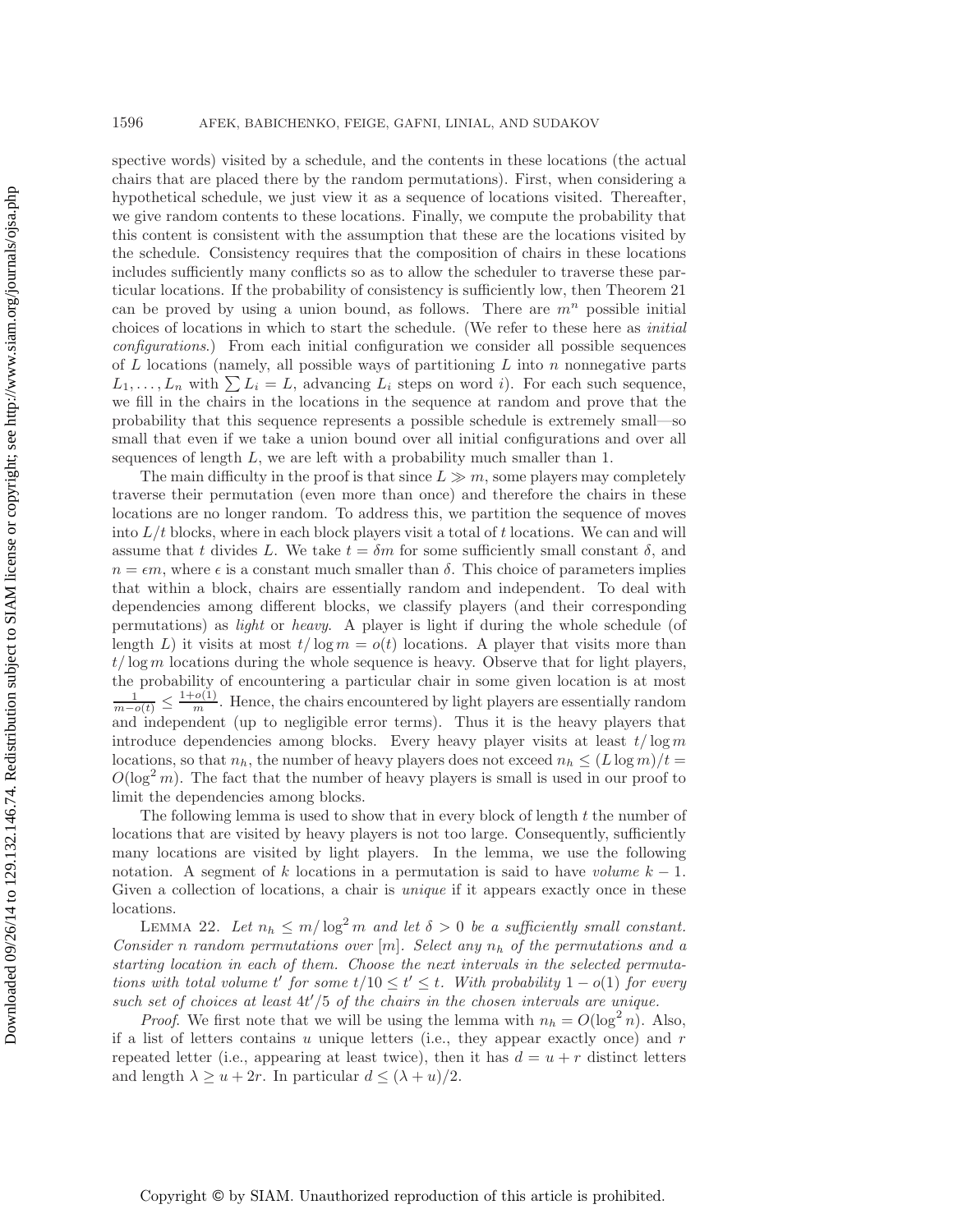spective words) visited by a schedule, and the contents in these locations (the actual chairs that are placed there by the random permutations). First, when considering a hypothetical schedule, we just view it as a sequence of locations visited. Thereafter, we give random contents to these locations. Finally, we compute the probability that this content is consistent with the assumption that these are the locations visited by the schedule. Consistency requires that the composition of chairs in these locations includes sufficiently many conflicts so as to allow the scheduler to traverse these particular locations. If the probability of consistency is sufficiently low, then Theorem 21 can be proved by using a union bound, as follows. There are $m^n$ possible initial choices of locations in which to start the schedule. (We refer to these here as *initial configurations*.) From each initial configuration we consider all possible sequences of $L$ locations (namely, all possible ways of partitioning $L$ into $n$ nonnegative parts $L_1, \ldots, L_n$ with $\sum L_i = L$, advancing $L_i$ steps on word $i$). For each such sequence, we fill in the chairs in the locations in the sequence at random and prove that the probability that this sequence represents a possible schedule is extremely small—so small that even if we take a union bound over all initial configurations and over all sequences of length $L$, we are left with a probability much smaller than 1.

The main difficulty in the proof is that since $L \gg m$, some players may completely traverse their permutation (even more than once) and therefore the chairs in these locations are no longer random. To address this, we partition the sequence of moves into $L/t$ blocks, where in each block players visit a total of $t$ locations. We can and will assume that $t$ divides $L$. We take $t = \delta m$ for some sufficiently small constant $\delta$, and $n = \epsilon m$, where $\epsilon$ is a constant much smaller than $\delta$. This choice of parameters implies that within a block, chairs are essentially random and independent. To deal with dependencies among different blocks, we classify players (and their corresponding permutations) as *light* or *heavy*. A player is light if during the whole schedule (of length $L$) it visits at most $t/\log m = o(t)$ locations. A player that visits more than $t/\log m$ locations during the whole sequence is heavy. Observe that for light players, the probability of encountering a particular chair in some given location is at most $\frac{1}{m-o(t)} \leq \frac{1+o(1)}{m}$. Hence, the chairs encountered by light players are essentially random and independent (up to negligible error terms). Thus it is the heavy players that introduce dependencies among blocks. Every heavy player visits at least $t/\log m$ locations, so that $n_h$, the number of heavy players does not exceed $n_h \leq (L \log m)/t = O(\log^2 m)$. The fact that the number of heavy players is small is used in our proof to limit the dependencies among blocks.

The following lemma is used to show that in every block of length $t$ the number of locations that are visited by heavy players is not too large. Consequently, sufficiently many locations are visited by light players. In the lemma, we use the following notation. A segment of $k$ locations in a permutation is said to have *volume* $k-1$. Given a collection of locations, a chair is *unique* if it appears exactly once in these locations.

Lemma 22. *Let $n_h \leq m/\log^2 m$ and let $\delta > 0$ be a sufficiently small constant. Consider $n$ random permutations over $[m]$. Select any $n_h$ of the permutations and a starting location in each of them. Choose the next intervals in the selected permutations with total volume $t'$ for some $t/10 \leq t' \leq t$. With probability $1 - o(1)$ for every such set of choices at least $4t'/5$ of the chairs in the chosen intervals are unique.*

*Proof*. We first note that we will be using the lemma with $n_h = O(\log^2 n)$. Also, if a list of letters contains $u$ unique letters (i.e., they appear exactly once) and $r$ repeated letter (i.e., appearing at least twice), then it has $d = u + r$ distinct letters and length $\lambda \geq u + 2r$. In particular $d \leq (\lambda + u)/2$.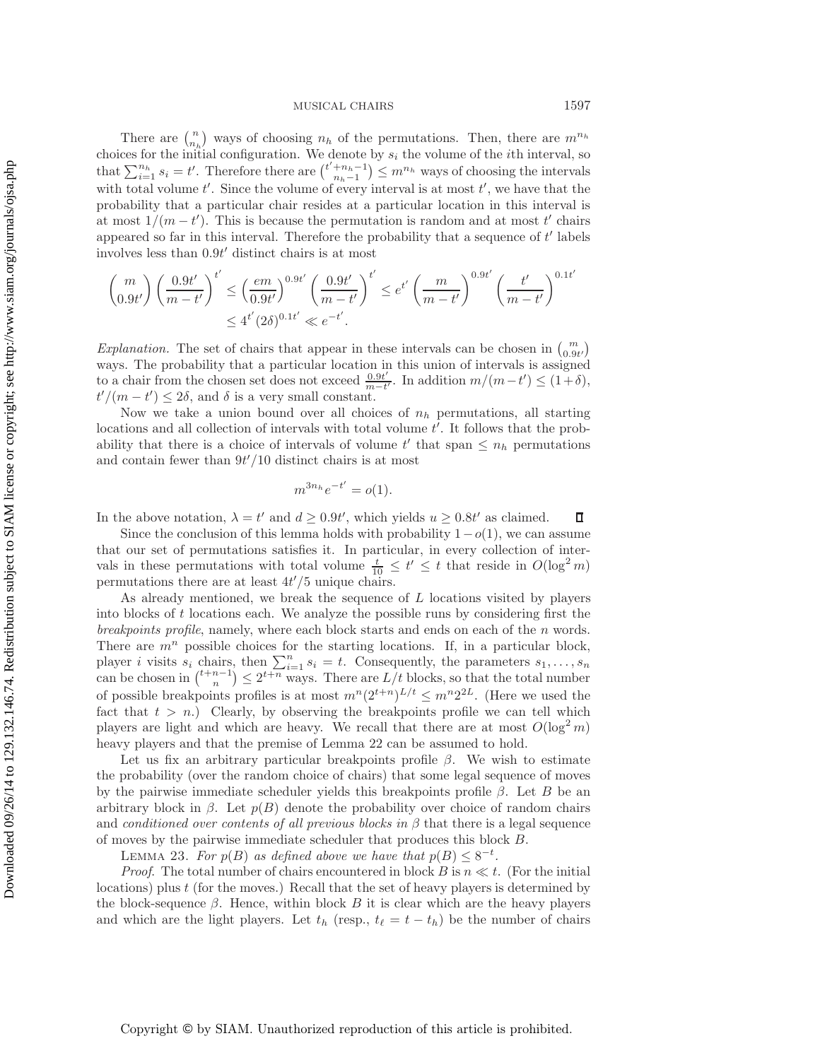There are $\binom{n}{n_h}$ ways of choosing $n_h$ of the permutations. Then, there are $m^{n_h}$ choices for the initial configuration. We denote by $s_i$ the volume of the $i$th interval, so that $\sum_{i=1}^{n_h} s_i = t'$. Therefore there are $\binom{t'+n_h-1}{n_h-1} \leq m^{n_h}$ ways of choosing the intervals with total volume $t'$. Since the volume of every interval is at most $t'$, we have that the probability that a particular chair resides at a particular location in this interval is at most $1/(m-t')$. This is because the permutation is random and at most $t'$ chairs appeared so far in this interval. Therefore the probability that a sequence of $t'$ labels involves less than $0.9t'$ distinct chairs is at most

$$\binom{m}{0.9t'}\left(\frac{0.9t'}{m-t'}\right)^{t'} \leq \left(\frac{em}{0.9t'}\right)^{0.9t'}\left(\frac{0.9t'}{m-t'}\right)^{t'} \leq e^{t'}\left(\frac{m}{m-t'}\right)^{0.9t'}\left(\frac{t'}{m-t'}\right)^{0.1t'}$$
$$\leq 4^{t'}(2\delta)^{0.1t'} \ll e^{-t'}.$$

*Explanation.* The set of chairs that appear in these intervals can be chosen in $\binom{m}{0.9t'}$ ways. The probability that a particular location in this union of intervals is assigned to a chair from the chosen set does not exceed $\frac{0.9t'}{m-t'}$. In addition $m/(m-t') \leq (1+\delta)$, $t'/(m-t') \leq 2\delta$, and $\delta$ is a very small constant.

Now we take a union bound over all choices of $n_h$ permutations, all starting locations and all collection of intervals with total volume $t'$. It follows that the probability that there is a choice of intervals of volume $t'$ that span $\leq n_h$ permutations and contain fewer than $9t'/10$ distinct chairs is at most

$$m^{3n_h}e^{-t'} = o(1).$$

In the above notation, $\lambda = t'$ and $d \geq 0.9t'$, which yields $u \geq 0.8t'$ as claimed. ∎

Since the conclusion of this lemma holds with probability $1-o(1)$, we can assume that our set of permutations satisfies it. In particular, in every collection of intervals in these permutations with total volume $\frac{t}{10} \leq t' \leq t$ that reside in $O(\log^2 m)$ permutations there are at least $4t'/5$ unique chairs.

As already mentioned, we break the sequence of $L$ locations visited by players into blocks of $t$ locations each. We analyze the possible runs by considering first the *breakpoints profile*, namely, where each block starts and ends on each of the $n$ words. There are $m^n$ possible choices for the starting locations. If, in a particular block, player $i$ visits $s_i$ chairs, then $\sum_{i=1}^{n} s_i = t$. Consequently, the parameters $s_1, \ldots, s_n$ can be chosen in $\binom{t+n-1}{n} \leq 2^{t+n}$ ways. There are $L/t$ blocks, so that the total number of possible breakpoints profiles is at most $m^n(2^{t+n})^{L/t} \leq m^n 2^{2L}$. (Here we used the fact that $t > n$.) Clearly, by observing the breakpoints profile we can tell which players are light and which are heavy. We recall that there are at most $O(\log^2 m)$ heavy players and that the premise of Lemma 22 can be assumed to hold.

Let us fix an arbitrary particular breakpoints profile $\beta$. We wish to estimate the probability (over the random choice of chairs) that some legal sequence of moves by the pairwise immediate scheduler yields this breakpoints profile $\beta$. Let $B$ be an arbitrary block in $\beta$. Let $p(B)$ denote the probability over choice of random chairs and *conditioned over contents of all previous blocks in* $\beta$ that there is a legal sequence of moves by the pairwise immediate scheduler that produces this block $B$.

LEMMA 23. *For $p(B)$ as defined above we have that $p(B) \leq 8^{-t}$.*

*Proof*. The total number of chairs encountered in block $B$ is $n \ll t$. (For the initial locations) plus $t$ (for the moves.) Recall that the set of heavy players is determined by the block-sequence $\beta$. Hence, within block $B$ it is clear which are the heavy players and which are the light players. Let $t_h$ (resp., $t_\ell = t - t_h$) be the number of chairs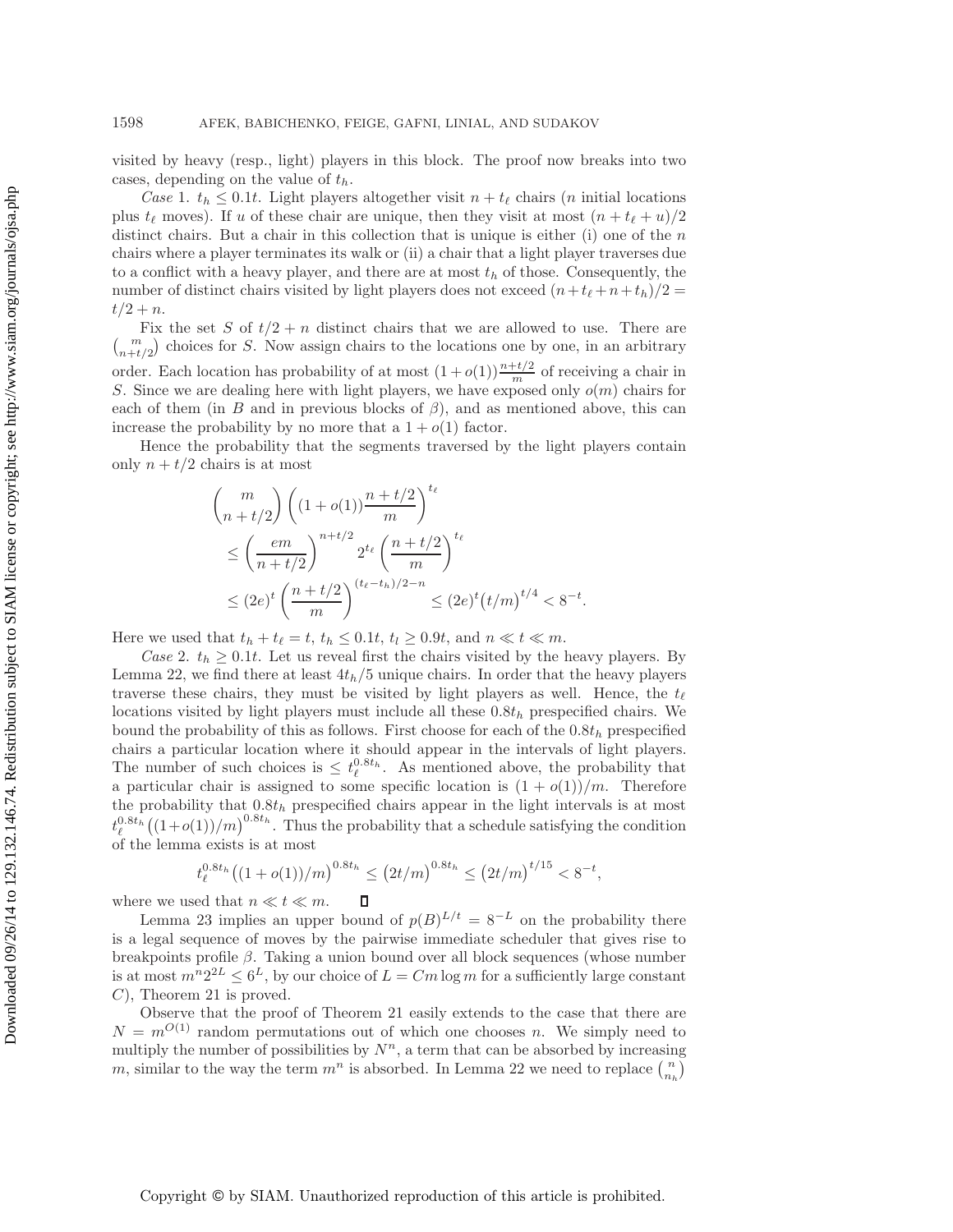visited by heavy (resp., light) players in this block. The proof now breaks into two cases, depending on the value of $t_h$.

*Case* 1. $t_h \leq 0.1t$. Light players altogether visit $n + t_\ell$ chairs ($n$ initial locations plus $t_\ell$ moves). If $u$ of these chair are unique, then they visit at most $(n + t_\ell + u)/2$ distinct chairs. But a chair in this collection that is unique is either (i) one of the $n$ chairs where a player terminates its walk or (ii) a chair that a light player traverses due to a conflict with a heavy player, and there are at most $t_h$ of those. Consequently, the number of distinct chairs visited by light players does not exceed $(n+t_\ell+n+t_h)/2 = t/2 + n$.

Fix the set $S$ of $t/2 + n$ distinct chairs that we are allowed to use. There are $\binom{m}{n+t/2}$ choices for $S$. Now assign chairs to the locations one by one, in an arbitrary order. Each location has probability of at most $(1+o(1))\frac{n+t/2}{m}$ of receiving a chair in $S$. Since we are dealing here with light players, we have exposed only $o(m)$ chairs for each of them (in $B$ and in previous blocks of $\beta$), and as mentioned above, this can increase the probability by no more that a $1 + o(1)$ factor.

Hence the probability that the segments traversed by the light players contain only $n + t/2$ chairs is at most

$$
\begin{aligned}
&\binom{m}{n+t/2}\left((1+o(1))\frac{n+t/2}{m}\right)^{t_\ell} \\
&\quad \leq \left(\frac{em}{n+t/2}\right)^{n+t/2} 2^{t_\ell}\left(\frac{n+t/2}{m}\right)^{t_\ell} \\
&\quad \leq (2e)^t\left(\frac{n+t/2}{m}\right)^{(t_\ell-t_h)/2-n} \leq (2e)^t\big(t/m\big)^{t/4} < 8^{-t}.
\end{aligned}
$$

Here we used that $t_h + t_\ell = t$, $t_h \leq 0.1t$, $t_l \geq 0.9t$, and $n \ll t \ll m$.

*Case* 2. $t_h \geq 0.1t$. Let us reveal first the chairs visited by the heavy players. By Lemma 22, we find there at least $4t_h/5$ unique chairs. In order that the heavy players traverse these chairs, they must be visited by light players as well. Hence, the $t_\ell$ locations visited by light players must include all these $0.8t_h$ prespecified chairs. We bound the probability of this as follows. First choose for each of the $0.8t_h$ prespecified chairs a particular location where it should appear in the intervals of light players. The number of such choices is $\leq t_\ell^{0.8t_h}$. As mentioned above, the probability that a particular chair is assigned to some specific location is $(1 + o(1))/m$. Therefore the probability that $0.8t_h$ prespecified chairs appear in the light intervals is at most $t_\ell^{0.8t_h}\big((1+o(1))/m\big)^{0.8t_h}$. Thus the probability that a schedule satisfying the condition of the lemma exists is at most

$$
t_\ell^{0.8t_h}\big((1+o(1))/m\big)^{0.8t_h} \leq \big(2t/m\big)^{0.8t_h} \leq \big(2t/m\big)^{t/15} < 8^{-t},
$$

where we used that $n \ll t \ll m$. ∎

Lemma 23 implies an upper bound of $p(B)^{L/t} = 8^{-L}$ on the probability there is a legal sequence of moves by the pairwise immediate scheduler that gives rise to breakpoints profile $\beta$. Taking a union bound over all block sequences (whose number is at most $m^n 2^{2L} \leq 6^L$, by our choice of $L = Cm \log m$ for a sufficiently large constant $C$), Theorem 21 is proved.

Observe that the proof of Theorem 21 easily extends to the case that there are $N = m^{O(1)}$ random permutations out of which one chooses $n$. We simply need to multiply the number of possibilities by $N^n$, a term that can be absorbed by increasing $m$, similar to the way the term $m^n$ is absorbed. In Lemma 22 we need to replace $\binom{n}{n_h}$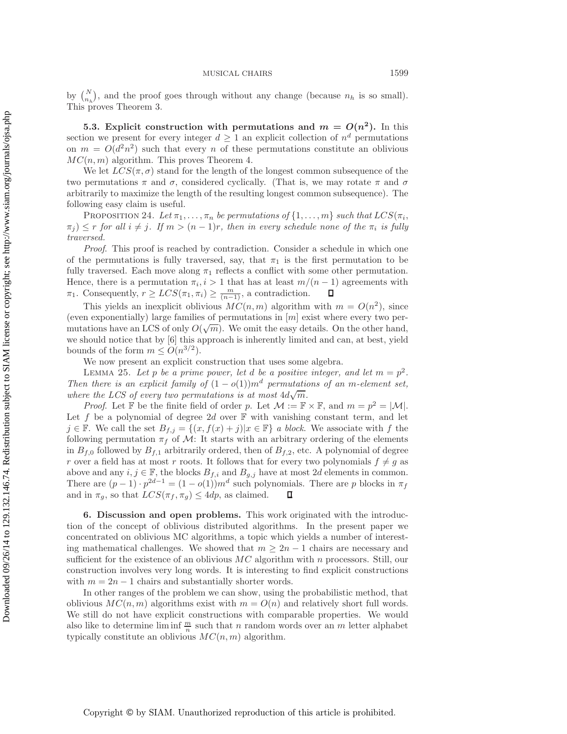by $\binom{N}{n_h}$, and the proof goes through without any change (because $n_h$ is so small). This proves Theorem 3.

### 5.3. Explicit construction with permutations and $m = O(n^2)$.

In this section we present for every integer $d \geq 1$ an explicit collection of $n^d$ permutations on $m = O(d^2n^2)$ such that every $n$ of these permutations constitute an oblivious $MC(n,m)$ algorithm. This proves Theorem 4.

We let $LCS(\pi, \sigma)$ stand for the length of the longest common subsequence of the two permutations $\pi$ and $\sigma$, considered cyclically. (That is, we may rotate $\pi$ and $\sigma$ arbitrarily to maximize the length of the resulting longest common subsequence). The following easy claim is useful.

Proposition 24. *Let $\pi_1, \ldots, \pi_n$ be permutations of $\{1, \ldots, m\}$ such that $LCS(\pi_i, \pi_j) \leq r$ for all $i \neq j$. If $m > (n-1)r$, then in every schedule none of the $\pi_i$ is fully traversed.*

*Proof.* This proof is reached by contradiction. Consider a schedule in which one of the permutations is fully traversed, say, that $\pi_1$ is the first permutation to be fully traversed. Each move along $\pi_1$ reflects a conflict with some other permutation. Hence, there is a permutation $\pi_i, i > 1$ that has at least $m/(n-1)$ agreements with $\pi_1$. Consequently, $r \geq LCS(\pi_1, \pi_i) \geq \frac{m}{(n-1)}$, a contradiction. ∎

This yields an inexplicit oblivious $MC(n,m)$ algorithm with $m = O(n^2)$, since (even exponentially) large families of permutations in $[m]$ exist where every two permutations have an LCS of only $O(\sqrt{m})$. We omit the easy details. On the other hand, we should notice that by [6] this approach is inherently limited and can, at best, yield bounds of the form $m \leq O(n^{3/2})$.

We now present an explicit construction that uses some algebra.

Lemma 25. *Let $p$ be a prime power, let $d$ be a positive integer, and let $m = p^2$. Then there is an explicit family of $(1-o(1))m^d$ permutations of an $m$-element set, where the LCS of every two permutations is at most $4d\sqrt{m}$.*

*Proof.* Let $\mathbb{F}$ be the finite field of order $p$. Let $\mathcal{M} := \mathbb{F} \times \mathbb{F}$, and $m = p^2 = |\mathcal{M}|$. Let $f$ be a polynomial of degree $2d$ over $\mathbb{F}$ with vanishing constant term, and let $j \in \mathbb{F}$. We call the set $B_{f,j} = \{(x, f(x) + j) | x \in \mathbb{F}\}$ *a block*. We associate with $f$ the following permutation $\pi_f$ of $\mathcal{M}$: It starts with an arbitrary ordering of the elements in $B_{f,0}$ followed by $B_{f,1}$ arbitrarily ordered, then of $B_{f,2}$, etc. A polynomial of degree $r$ over a field has at most $r$ roots. It follows that for every two polynomials $f \neq g$ as above and any $i, j \in \mathbb{F}$, the blocks $B_{f,i}$ and $B_{g,j}$ have at most $2d$ elements in common. There are $(p-1) \cdot p^{2d-1} = (1-o(1))m^d$ such polynomials. There are $p$ blocks in $\pi_f$ and in $\pi_g$, so that $LCS(\pi_f, \pi_g) \leq 4dp$, as claimed. ∎

## 6. Discussion and open problems.

This work originated with the introduction of the concept of oblivious distributed algorithms. In the present paper we concentrated on oblivious MC algorithms, a topic which yields a number of interesting mathematical challenges. We showed that $m \geq 2n - 1$ chairs are necessary and sufficient for the existence of an oblivious $MC$ algorithm with $n$ processors. Still, our construction involves very long words. It is interesting to find explicit constructions with $m = 2n - 1$ chairs and substantially shorter words.

In other ranges of the problem we can show, using the probabilistic method, that oblivious $MC(n,m)$ algorithms exist with $m = O(n)$ and relatively short full words. We still do not have explicit constructions with comparable properties. We would also like to determine $\liminf \frac{m}{n}$ such that $n$ random words over an $m$ letter alphabet typically constitute an oblivious $MC(n,m)$ algorithm.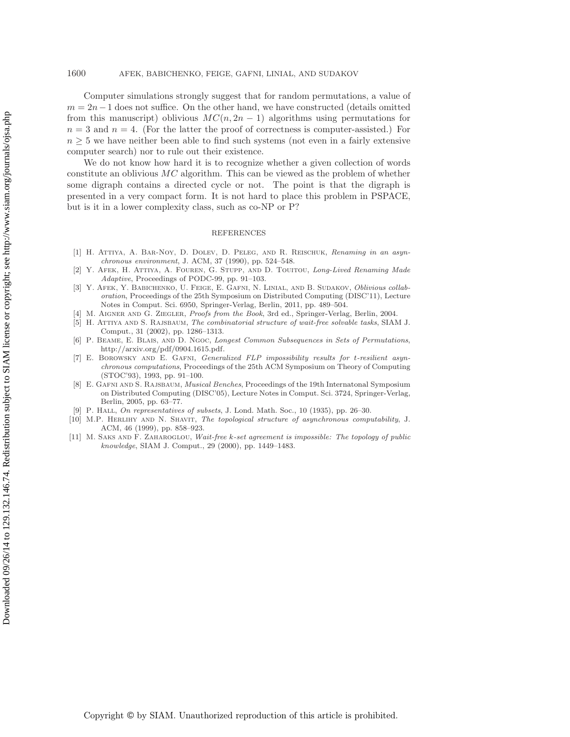Computer simulations strongly suggest that for random permutations, a value of $m = 2n-1$ does not suffice. On the other hand, we have constructed (details omitted from this manuscript) oblivious $MC(n, 2n-1)$ algorithms using permutations for $n = 3$ and $n = 4$. (For the latter the proof of correctness is computer-assisted.) For $n \geq 5$ we have neither been able to find such systems (not even in a fairly extensive computer search) nor to rule out their existence.

We do not know how hard it is to recognize whether a given collection of words constitute an oblivious $MC$ algorithm. This can be viewed as the problem of whether some digraph contains a directed cycle or not. The point is that the digraph is presented in a very compact form. It is not hard to place this problem in PSPACE, but is it in a lower complexity class, such as co-NP or P?

## REFERENCES

[1] H. Attiya, A. Bar-Noy, D. Dolev, D. Peleg, and R. Reischuk, *Renaming in an asynchronous environment*, J. ACM, 37 (1990), pp. 524–548.

[2] Y. Afek, H. Attiya, A. Fouren, G. Stupp, and D. Touitou, *Long-Lived Renaming Made Adaptive*, Proceedings of PODC-99, pp. 91–103.

[3] Y. Afek, Y. Babichenko, U. Feige, E. Gafni, N. Linial, and B. Sudakov, *Oblivious collaboration*, Proceedings of the 25th Symposium on Distributed Computing (DISC'11), Lecture Notes in Comput. Sci. 6950, Springer-Verlag, Berlin, 2011, pp. 489–504.

[4] M. Aigner and G. Ziegler, *Proofs from the Book*, 3rd ed., Springer-Verlag, Berlin, 2004.

[5] H. Attiya and S. Rajsbaum, *The combinatorial structure of wait-free solvable tasks*, SIAM J. Comput., 31 (2002), pp. 1286–1313.

[6] P. Beame, E. Blais, and D. Ngoc, *Longest Common Subsequences in Sets of Permutations*, http://arxiv.org/pdf/0904.1615.pdf.

[7] E. Borowsky and E. Gafni, *Generalized FLP impossibility results for t-resilient asynchronous computations*, Proceedings of the 25th ACM Symposium on Theory of Computing (STOC'93), 1993, pp. 91–100.

[8] E. Gafni and S. Rajsbaum, *Musical Benches*, Proceedings of the 19th Internatonal Symposium on Distributed Computing (DISC'05), Lecture Notes in Comput. Sci. 3724, Springer-Verlag, Berlin, 2005, pp. 63–77.

[9] P. Hall, *On representatives of subsets*, J. Lond. Math. Soc., 10 (1935), pp. 26–30.

[10] M.P. Herlihy and N. Shavit, *The topological structure of asynchronous computability*, J. ACM, 46 (1999), pp. 858–923.

[11] M. Saks and F. Zaharoglou, *Wait-free k-set agreement is impossible: The topology of public knowledge*, SIAM J. Comput., 29 (2000), pp. 1449–1483.